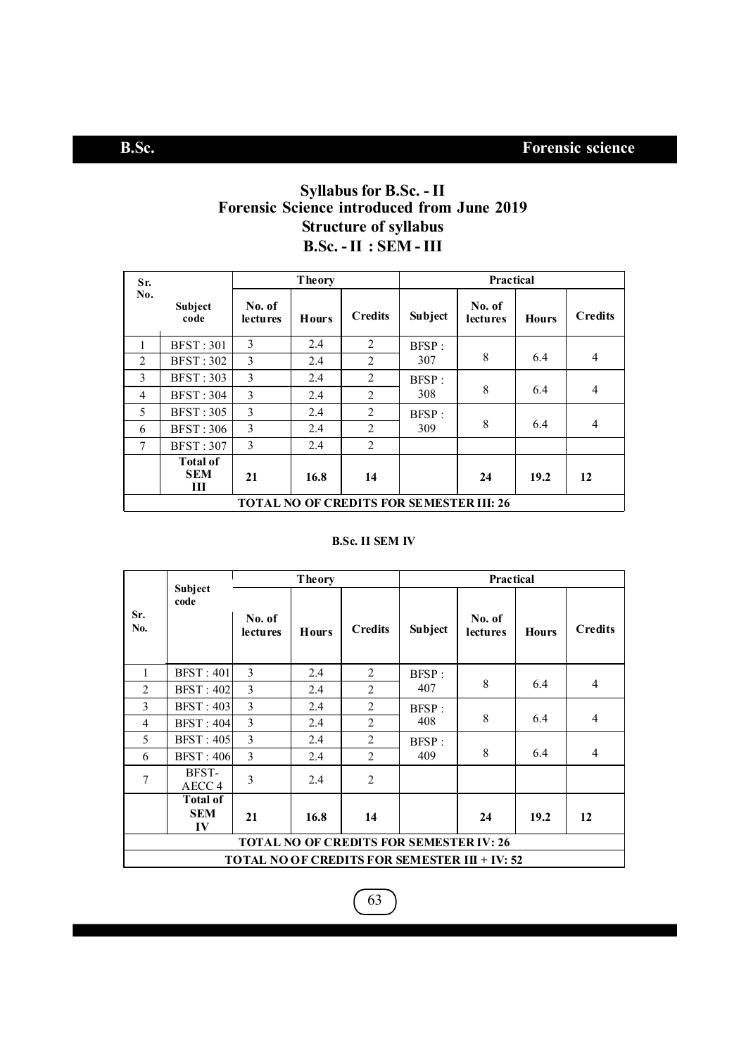# Syllabus for B.Sc. - II
## Forensic Science introduced from June 2019
## Structure of syllabus
## B.Sc. - II : SEM - III

| Sr. No. | Subject code | Theory | | | Practical | | | |
|---|---|---|---|---|---|---|---|---|
| | | No. of lectures | Hours | Credits | Subject | No. of lectures | Hours | Credits |
| 1 | BFST : 301 | 3 | 2.4 | 2 | BFSP : 307 | 8 | 6.4 | 4 |
| 2 | BFST : 302 | 3 | 2.4 | 2 | | | | |
| 3 | BFST : 303 | 3 | 2.4 | 2 | BFSP : 308 | 8 | 6.4 | 4 |
| 4 | BFST : 304 | 3 | 2.4 | 2 | | | | |
| 5 | BFST : 305 | 3 | 2.4 | 2 | BFSP : 309 | 8 | 6.4 | 4 |
| 6 | BFST : 306 | 3 | 2.4 | 2 | | | | |
| 7 | BFST : 307 | 3 | 2.4 | 2 | | | | |
| | **Total of SEM III** | **21** | **16.8** | **14** | | **24** | **19.2** | **12** |
| **TOTAL NO OF CREDITS FOR SEMESTER III: 26** | | | | | | | | |

**B.Sc. II SEM IV**

| Sr. No. | Subject code | Theory | | | Practical | | | |
|---|---|---|---|---|---|---|---|---|
| | | No. of lectures | Hours | Credits | Subject | No. of lectures | Hours | Credits |
| 1 | BFST : 401 | 3 | 2.4 | 2 | BFSP : 407 | 8 | 6.4 | 4 |
| 2 | BFST : 402 | 3 | 2.4 | 2 | | | | |
| 3 | BFST : 403 | 3 | 2.4 | 2 | BFSP : 408 | 8 | 6.4 | 4 |
| 4 | BFST : 404 | 3 | 2.4 | 2 | | | | |
| 5 | BFST : 405 | 3 | 2.4 | 2 | BFSP : 409 | 8 | 6.4 | 4 |
| 6 | BFST : 406 | 3 | 2.4 | 2 | | | | |
| 7 | BFST- AECC 4 | 3 | 2.4 | 2 | | | | |
| | **Total of SEM IV** | **21** | **16.8** | **14** | | **24** | **19.2** | **12** |
| **TOTAL NO OF CREDITS FOR SEMESTER IV: 26** | | | | | | | | |
| **TOTAL NO OF CREDITS FOR SEMESTER III + IV: 52** | | | | | | | | |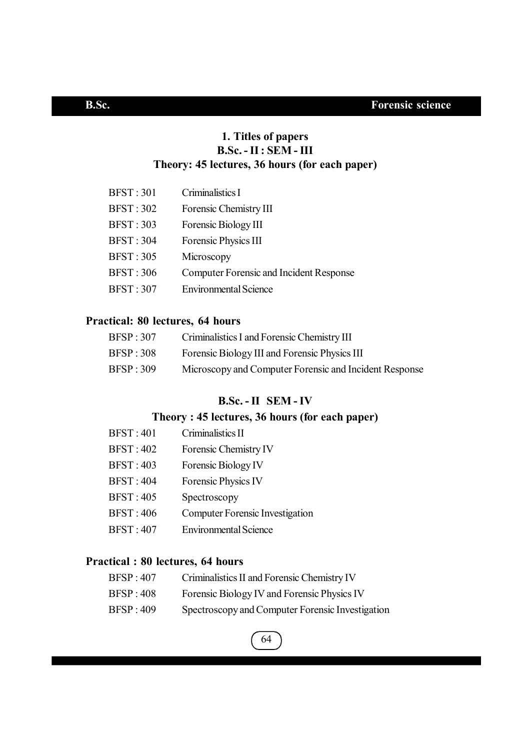## 1. Titles of papers

### B.Sc. - II : SEM - III

### Theory: 45 lectures, 36 hours (for each paper)

| | |
|---|---|
| BFST : 301 | Criminalistics I |
| BFST : 302 | Forensic Chemistry III |
| BFST : 303 | Forensic Biology III |
| BFST : 304 | Forensic Physics III |
| BFST : 305 | Microscopy |
| BFST : 306 | Computer Forensic and Incident Response |
| BFST : 307 | Environmental Science |

### Practical: 80 lectures, 64 hours

| | |
|---|---|
| BFSP : 307 | Criminalistics I and Forensic Chemistry III |
| BFSP : 308 | Forensic Biology III and Forensic Physics III |
| BFSP : 309 | Microscopy and Computer Forensic and Incident Response |

### B.Sc. - II SEM - IV

### Theory : 45 lectures, 36 hours (for each paper)

| | |
|---|---|
| BFST : 401 | Criminalistics II |
| BFST : 402 | Forensic Chemistry IV |
| BFST : 403 | Forensic Biology IV |
| BFST : 404 | Forensic Physics IV |
| BFST : 405 | Spectroscopy |
| BFST : 406 | Computer Forensic Investigation |
| BFST : 407 | Environmental Science |

### Practical : 80 lectures, 64 hours

| | |
|---|---|
| BFSP : 407 | Criminalistics II and Forensic Chemistry IV |
| BFSP : 408 | Forensic Biology IV and Forensic Physics IV |
| BFSP : 409 | Spectroscopy and Computer Forensic Investigation |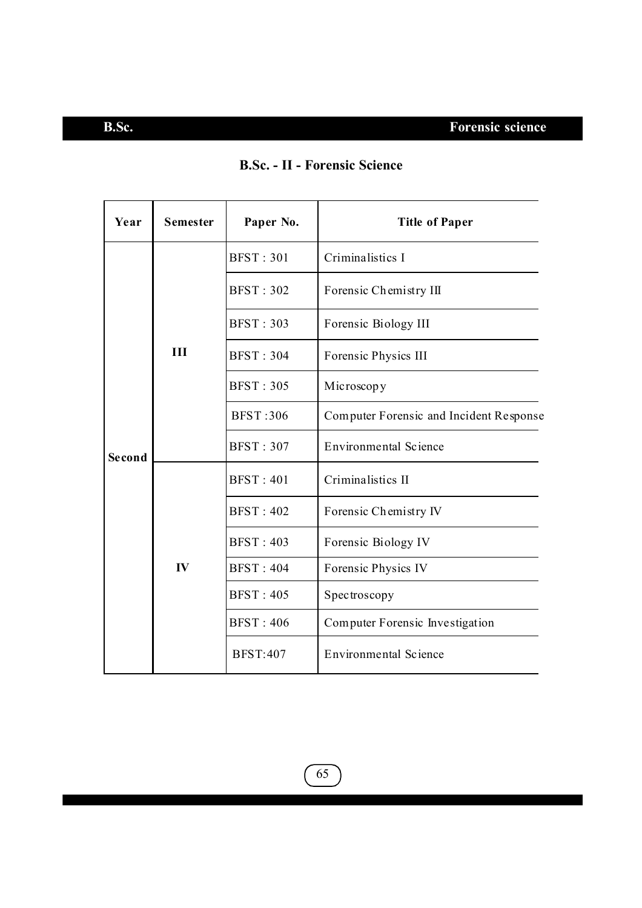## B.Sc. - II - Forensic Science

| Year | Semester | Paper No. | Title of Paper |
|---|---|---|---|
| Second | III | BFST : 301 | Criminalistics I |
| | | BFST : 302 | Forensic Chemistry III |
| | | BFST : 303 | Forensic Biology III |
| | | BFST : 304 | Forensic Physics III |
| | | BFST : 305 | Microscopy |
| | | BFST :306 | Computer Forensic and Incident Response |
| | | BFST : 307 | Environmental Science |
| | IV | BFST : 401 | Criminalistics II |
| | | BFST : 402 | Forensic Chemistry IV |
| | | BFST : 403 | Forensic Biology IV |
| | | BFST : 404 | Forensic Physics IV |
| | | BFST : 405 | Spectroscopy |
| | | BFST : 406 | Computer Forensic Investigation |
| | | BFST:407 | Environmental Science |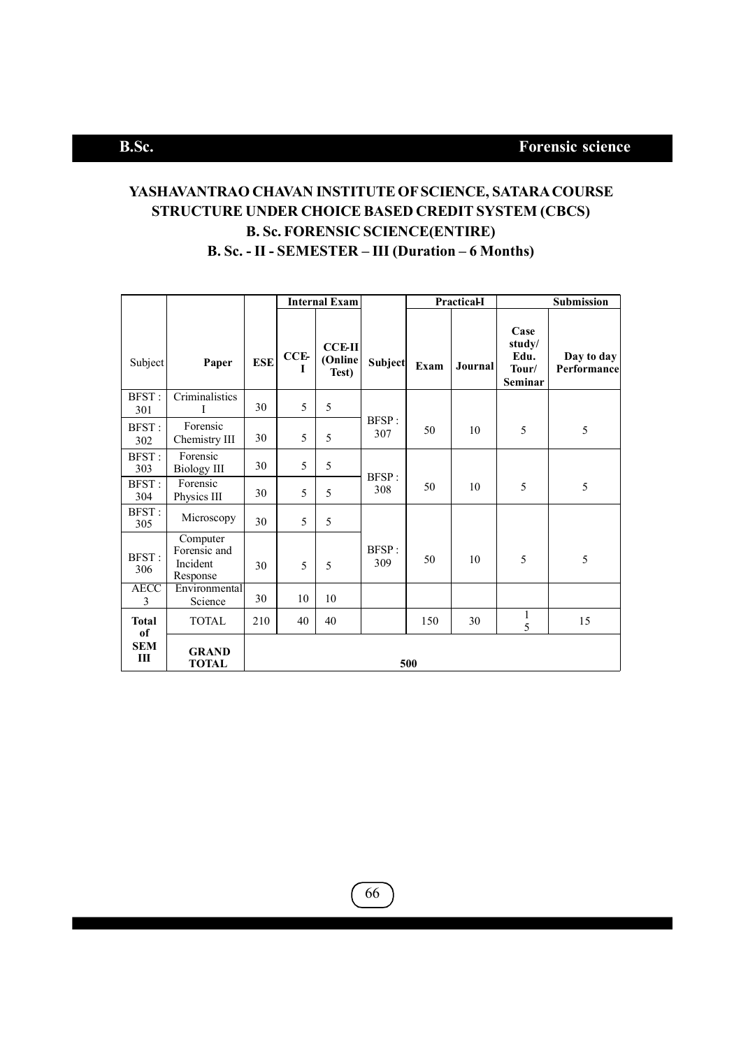# YASHAVANTRAO CHAVAN INSTITUTE OF SCIENCE, SATARA COURSE STRUCTURE UNDER CHOICE BASED CREDIT SYSTEM (CBCS)

## B. Sc. FORENSIC SCIENCE(ENTIRE)

### B. Sc. - II - SEMESTER – III (Duration – 6 Months)

| | | | Internal Exam | | | Practical-I | | Submission | |
|---|---|---|---|---|---|---|---|---|---|
| Subject | Paper | ESE | CCE-I | CCE-II (Online Test) | Subject | Exam | Journal | Case study/ Edu. Tour/ Seminar | Day to day Performance |
| BFST : 301 | Criminalistics I | 30 | 5 | 5 | BFSP : 307 | 50 | 10 | 5 | 5 |
| BFST : 302 | Forensic Chemistry III | 30 | 5 | 5 | | | | | |
| BFST : 303 | Forensic Biology III | 30 | 5 | 5 | BFSP : 308 | 50 | 10 | 5 | 5 |
| BFST : 304 | Forensic Physics III | 30 | 5 | 5 | | | | | |
| BFST : 305 | Microscopy | 30 | 5 | 5 | BFSP : 309 | 50 | 10 | 5 | 5 |
| BFST : 306 | Computer Forensic and Incident Response | 30 | 5 | 5 | | | | | |
| AECC 3 | Environmental Science | 30 | 10 | 10 | | | | | |
| Total of SEM III | TOTAL | 210 | 40 | 40 | | 150 | 30 | 15 | 15 |
| | GRAND TOTAL | 500 | | | | | | | |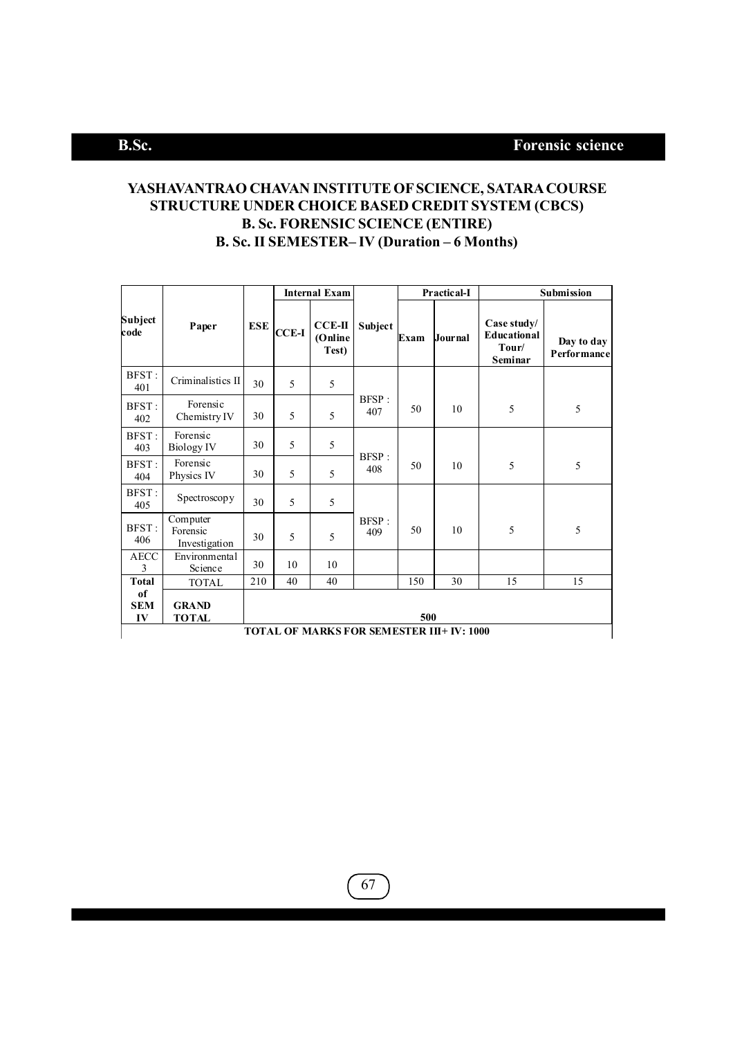# YASHAVANTRAO CHAVAN INSTITUTE OF SCIENCE, SATARA COURSE STRUCTURE UNDER CHOICE BASED CREDIT SYSTEM (CBCS)

## B. Sc. FORENSIC SCIENCE (ENTIRE)

## B. Sc. II SEMESTER– IV (Duration – 6 Months)

| Subject code | Paper | ESE | Internal Exam | | Subject | Practical-I | | Submission | |
|---|---|---|---|---|---|---|---|---|---|
| | | | CCE-I | CCE-II (Online Test) | | Exam | Journal | Case study/ Educational Tour/ Seminar | Day to day Performance |
| BFST : 401 | Criminalistics II | 30 | 5 | 5 | BFSP : 407 | 50 | 10 | 5 | 5 |
| BFST : 402 | Forensic Chemistry IV | 30 | 5 | 5 | | | | | |
| BFST : 403 | Forensic Biology IV | 30 | 5 | 5 | BFSP : 408 | 50 | 10 | 5 | 5 |
| BFST : 404 | Forensic Physics IV | 30 | 5 | 5 | | | | | |
| BFST : 405 | Spectroscopy | 30 | 5 | 5 | BFSP : 409 | 50 | 10 | 5 | 5 |
| BFST : 406 | Computer Forensic Investigation | 30 | 5 | 5 | | | | | |
| AECC 3 | Environmental Science | 30 | 10 | 10 | | | | | |
| Total of SEM IV | TOTAL | 210 | 40 | 40 | | 150 | 30 | 15 | 15 |
| | GRAND TOTAL | 500 | | | | | | | |
| TOTAL OF MARKS FOR SEMESTER III+ IV: 1000 | | | | | | | | | |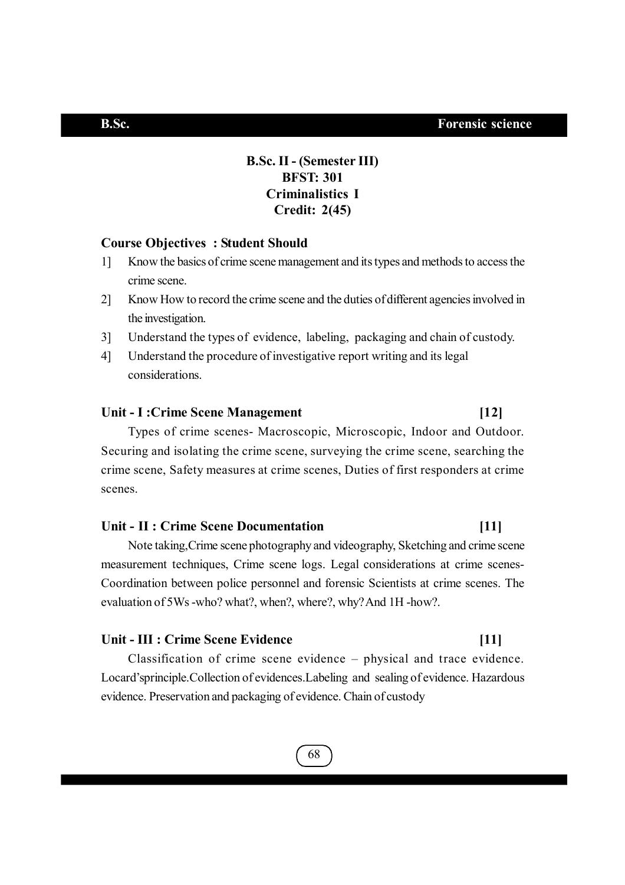## B.Sc. II - (Semester III)
## BFST: 301
## Criminalistics I
## Credit: 2(45)

**Course Objectives : Student Should**

1] Know the basics of crime scene management and its types and methods to access the crime scene.

2] Know How to record the crime scene and the duties of different agencies involved in the investigation.

3] Understand the types of evidence, labeling, packaging and chain of custody.

4] Understand the procedure of investigative report writing and its legal considerations.

### Unit - I :Crime Scene Management [12]

Types of crime scenes- Macroscopic, Microscopic, Indoor and Outdoor. Securing and isolating the crime scene, surveying the crime scene, searching the crime scene, Safety measures at crime scenes, Duties of first responders at crime scenes.

### Unit - II : Crime Scene Documentation [11]

Note taking,Crime scene photography and videography, Sketching and crime scene measurement techniques, Crime scene logs. Legal considerations at crime scenes- Coordination between police personnel and forensic Scientists at crime scenes. The evaluation of 5Ws -who? what?, when?, where?, why? And 1H -how?.

### Unit - III : Crime Scene Evidence [11]

Classification of crime scene evidence – physical and trace evidence. Locard'sprinciple.Collection of evidences.Labeling and sealing of evidence. Hazardous evidence. Preservation and packaging of evidence. Chain of custody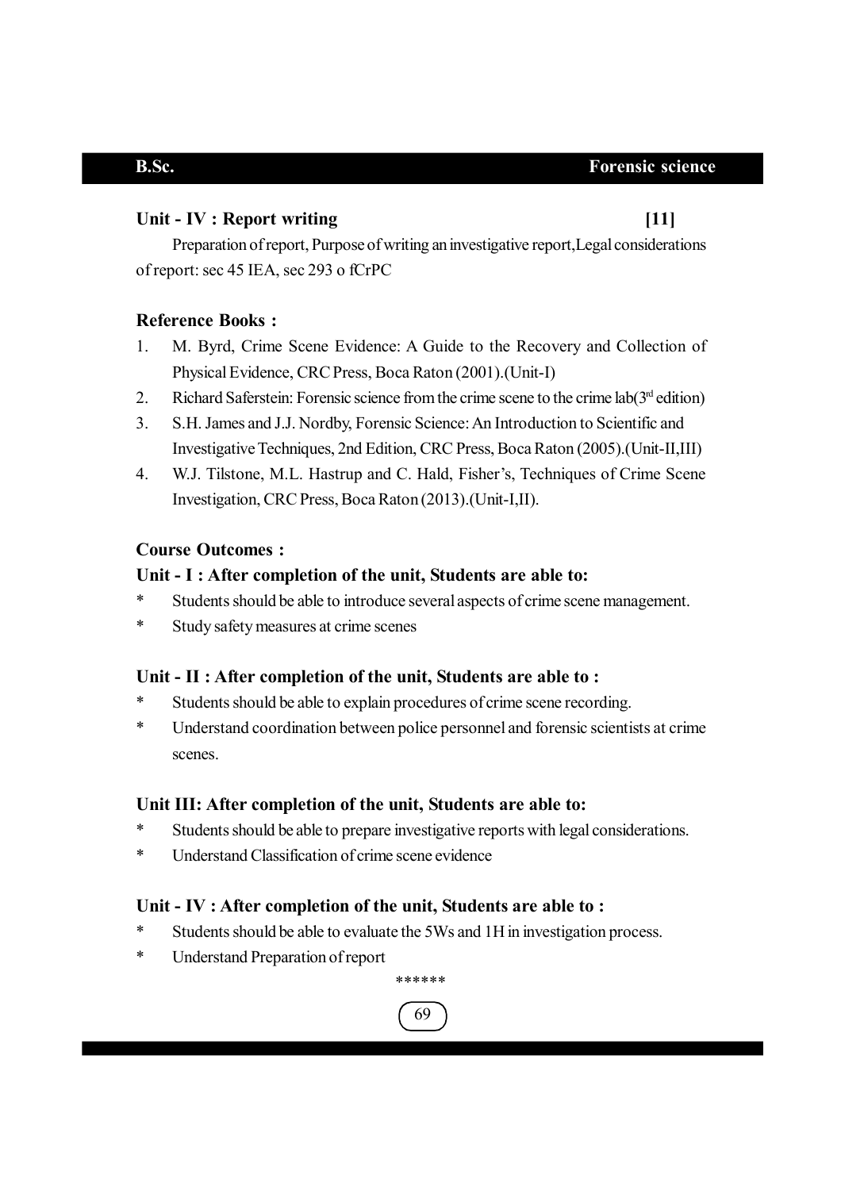### Unit - IV : Report writing [11]

Preparation of report, Purpose of writing an investigative report,Legal considerations of report: sec 45 IEA, sec 293 o fCrPC

### Reference Books :

1. M. Byrd, Crime Scene Evidence: A Guide to the Recovery and Collection of Physical Evidence, CRC Press, Boca Raton (2001).(Unit-I)
2. Richard Saferstein: Forensic science from the crime scene to the crime lab(3rd edition)
3. S.H. James and J.J. Nordby, Forensic Science: An Introduction to Scientific and Investigative Techniques, 2nd Edition, CRC Press, Boca Raton (2005).(Unit-II,III)
4. W.J. Tilstone, M.L. Hastrup and C. Hald, Fisher's, Techniques of Crime Scene Investigation, CRC Press, Boca Raton (2013).(Unit-I,II).

### Course Outcomes :

#### Unit - I : After completion of the unit, Students are able to:

* Students should be able to introduce several aspects of crime scene management.
* Study safety measures at crime scenes

#### Unit - II : After completion of the unit, Students are able to :

* Students should be able to explain procedures of crime scene recording.
* Understand coordination between police personnel and forensic scientists at crime scenes.

#### Unit III: After completion of the unit, Students are able to:

* Students should be able to prepare investigative reports with legal considerations.
* Understand Classification of crime scene evidence

#### Unit - IV : After completion of the unit, Students are able to :

* Students should be able to evaluate the 5Ws and 1H in investigation process.
* Understand Preparation of report

******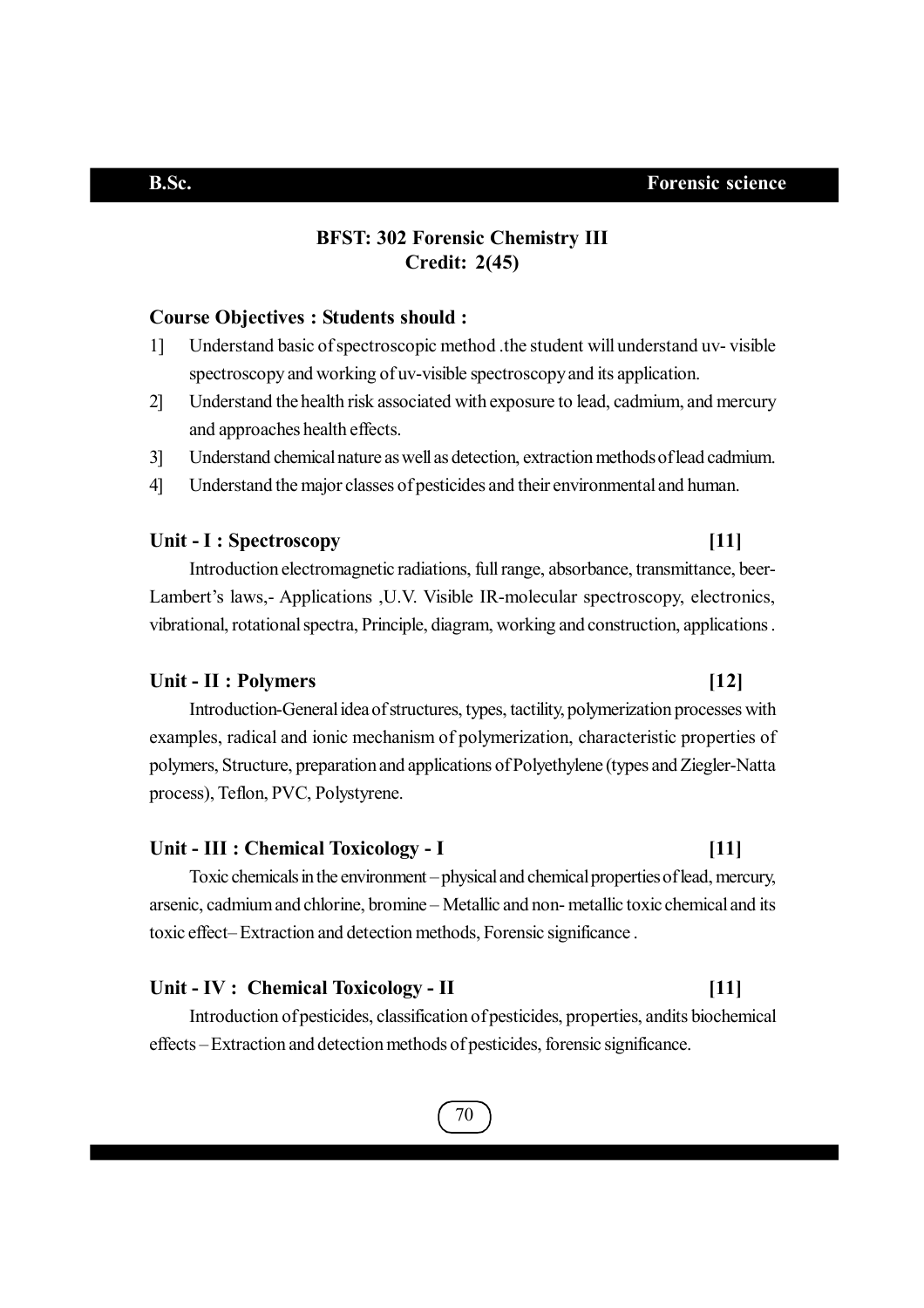## BFST: 302 Forensic Chemistry III
**Credit: 2(45)**

**Course Objectives : Students should :**

1] Understand basic of spectroscopic method .the student will understand uv- visible spectroscopy and working of uv-visible spectroscopy and its application.

2] Understand the health risk associated with exposure to lead, cadmium, and mercury and approaches health effects.

3] Understand chemical nature as well as detection, extraction methods of lead cadmium.

4] Understand the major classes of pesticides and their environmental and human.

### Unit - I : Spectroscopy [11]

Introduction electromagnetic radiations, full range, absorbance, transmittance, beer-Lambert's laws,- Applications ,U.V. Visible IR-molecular spectroscopy, electronics, vibrational, rotational spectra, Principle, diagram, working and construction, applications .

### Unit - II : Polymers [12]

Introduction-General idea of structures, types, tactility, polymerization processes with examples, radical and ionic mechanism of polymerization, characteristic properties of polymers, Structure, preparation and applications of Polyethylene (types and Ziegler-Natta process), Teflon, PVC, Polystyrene.

### Unit - III : Chemical Toxicology - I [11]

Toxic chemicals in the environment – physical and chemical properties of lead, mercury, arsenic, cadmium and chlorine, bromine – Metallic and non- metallic toxic chemical and its toxic effect– Extraction and detection methods, Forensic significance .

### Unit - IV : Chemical Toxicology - II [11]

Introduction of pesticides, classification of pesticides, properties, andits biochemical effects – Extraction and detection methods of pesticides, forensic significance.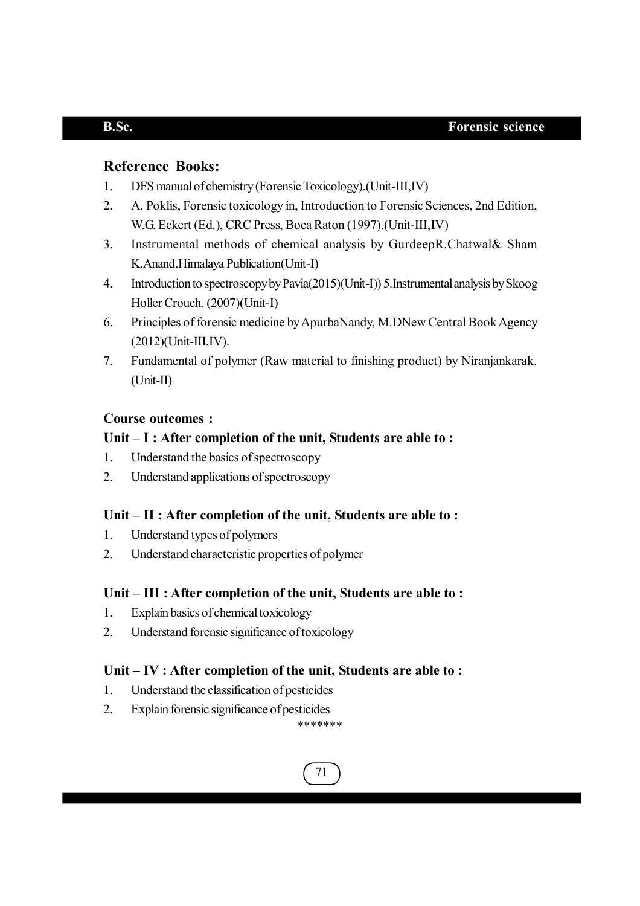## Reference Books:

1. DFS manual of chemistry (Forensic Toxicology).(Unit-III,IV)
2. A. Poklis, Forensic toxicology in, Introduction to Forensic Sciences, 2nd Edition, W.G. Eckert (Ed.), CRC Press, Boca Raton (1997).(Unit-III,IV)
3. Instrumental methods of chemical analysis by GurdeepR.Chatwal& Sham K.Anand.Himalaya Publication(Unit-I)
4. Introduction to spectroscopy by Pavia(2015)(Unit-I)) 5.Instrumental analysis by Skoog Holler Crouch. (2007)(Unit-I)
6. Principles of forensic medicine by ApurbaNandy, M.DNew Central Book Agency (2012)(Unit-III,IV).
7. Fundamental of polymer (Raw material to finishing product) by Niranjankarak. (Unit-II)

### Course outcomes :

**Unit – I : After completion of the unit, Students are able to :**

1. Understand the basics of spectroscopy
2. Understand applications of spectroscopy

**Unit – II : After completion of the unit, Students are able to :**

1. Understand types of polymers
2. Understand characteristic properties of polymer

**Unit – III : After completion of the unit, Students are able to :**

1. Explain basics of chemical toxicology
2. Understand forensic significance of toxicology

**Unit – IV : After completion of the unit, Students are able to :**

1. Understand the classification of pesticides
2. Explain forensic significance of pesticides

*******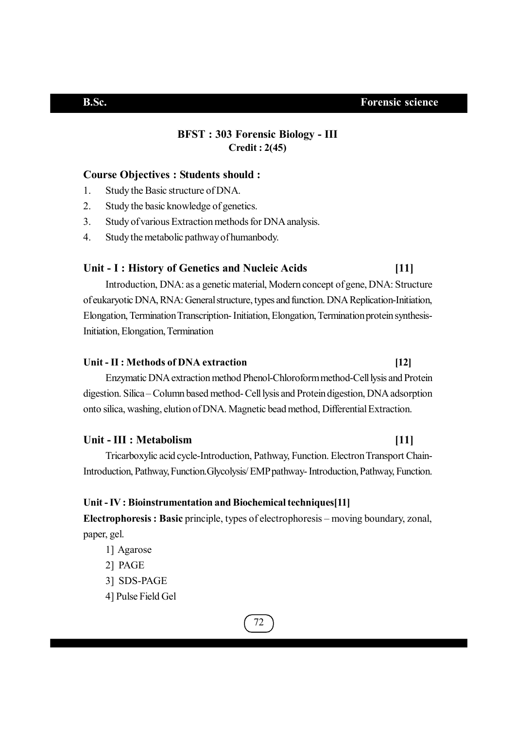## BFST : 303 Forensic Biology - III

**Credit : 2(45)**

### Course Objectives : Students should :

1. Study the Basic structure of DNA.
2. Study the basic knowledge of genetics.
3. Study of various Extraction methods for DNA analysis.
4. Study the metabolic pathway of humanbody.

### Unit - I : History of Genetics and Nucleic Acids [11]

Introduction, DNA: as a genetic material, Modern concept of gene, DNA: Structure of eukaryotic DNA, RNA: General structure, types and function. DNA Replication-Initiation, Elongation, Termination Transcription- Initiation, Elongation, Termination protein synthesis- Initiation, Elongation, Termination

### Unit - II : Methods of DNA extraction [12]

Enzymatic DNA extraction method Phenol-Chloroform method-Cell lysis and Protein digestion. Silica – Column based method- Cell lysis and Protein digestion, DNA adsorption onto silica, washing, elution of DNA. Magnetic bead method, Differential Extraction.

### Unit - III : Metabolism [11]

Tricarboxylic acid cycle-Introduction, Pathway, Function. Electron Transport Chain- Introduction, Pathway, Function.Glycolysis/ EMP pathway- Introduction, Pathway, Function.

### Unit - IV : Bioinstrumentation and Biochemical techniques[11]

**Electrophoresis : Basic** principle, types of electrophoresis – moving boundary, zonal, paper, gel.

1] Agarose
2] PAGE
3] SDS-PAGE
4] Pulse Field Gel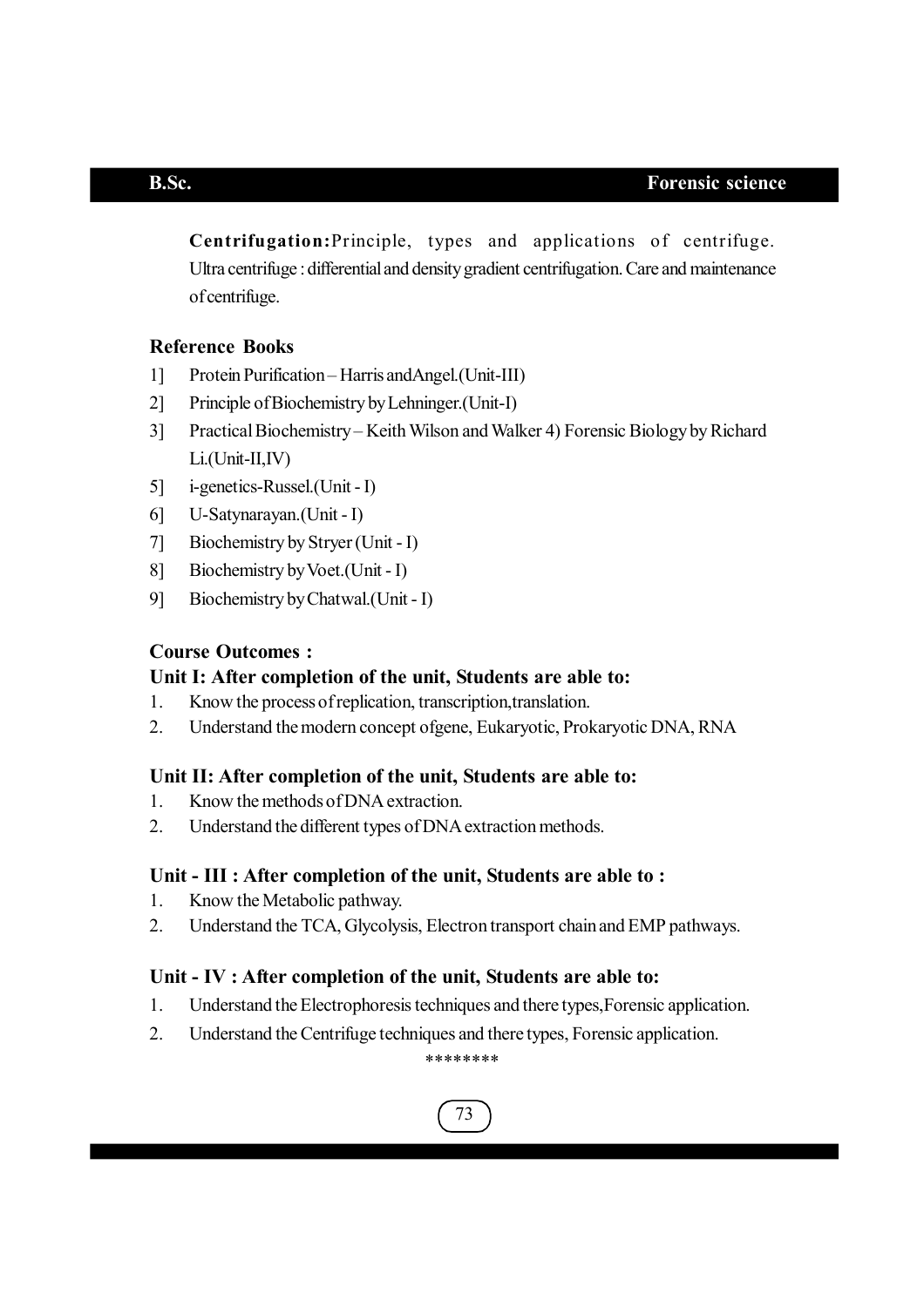**Centrifugation:** Principle, types and applications of centrifuge. Ultra centrifuge : differential and density gradient centrifugation. Care and maintenance of centrifuge.

### Reference Books

1] Protein Purification – Harris and Angel. (Unit-III)
2] Principle of Biochemistry by Lehninger. (Unit-I)
3] Practical Biochemistry – Keith Wilson and Walker 4) Forensic Biology by Richard Li. (Unit-II, IV)
5] i-genetics-Russel. (Unit - I)
6] U-Satynarayan. (Unit - I)
7] Biochemistry by Stryer (Unit - I)
8] Biochemistry by Voet. (Unit - I)
9] Biochemistry by Chatwal. (Unit - I)

### Course Outcomes :

**Unit I: After completion of the unit, Students are able to:**

1. Know the process of replication, transcription, translation.
2. Understand the modern concept of gene, Eukaryotic, Prokaryotic DNA, RNA

**Unit II: After completion of the unit, Students are able to:**

1. Know the methods of DNA extraction.
2. Understand the different types of DNA extraction methods.

**Unit - III : After completion of the unit, Students are able to :**

1. Know the Metabolic pathway.
2. Understand the TCA, Glycolysis, Electron transport chain and EMP pathways.

**Unit - IV : After completion of the unit, Students are able to:**

1. Understand the Electrophoresis techniques and there types, Forensic application.
2. Understand the Centrifuge techniques and there types, Forensic application.

********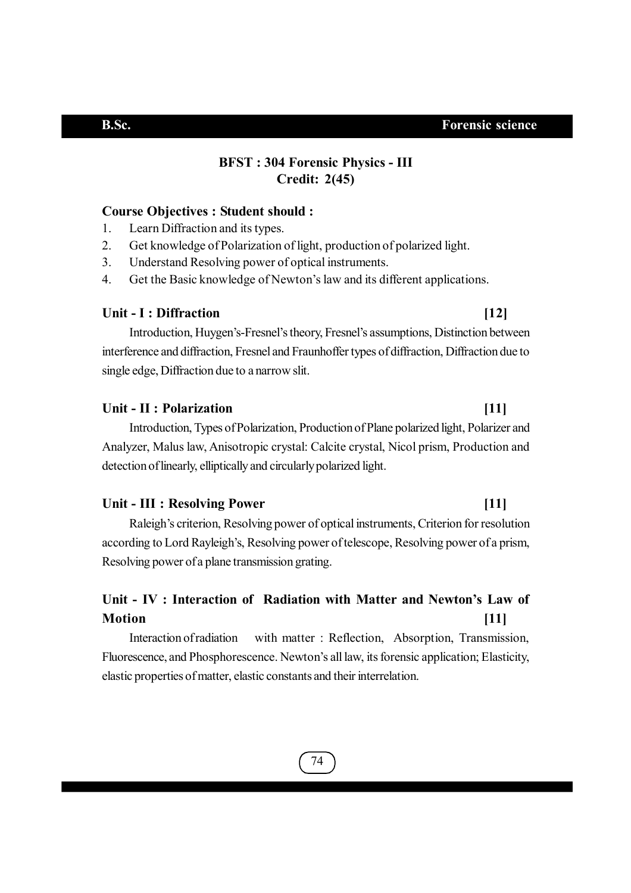## BFST : 304 Forensic Physics - III

**Credit: 2(45)**

**Course Objectives : Student should :**

1. Learn Diffraction and its types.
2. Get knowledge of Polarization of light, production of polarized light.
3. Understand Resolving power of optical instruments.
4. Get the Basic knowledge of Newton's law and its different applications.

### Unit - I : Diffraction [12]

Introduction, Huygen's-Fresnel's theory, Fresnel's assumptions, Distinction between interference and diffraction, Fresnel and Fraunhoffer types of diffraction, Diffraction due to single edge, Diffraction due to a narrow slit.

### Unit - II : Polarization [11]

Introduction, Types of Polarization, Production of Plane polarized light, Polarizer and Analyzer, Malus law, Anisotropic crystal: Calcite crystal, Nicol prism, Production and detection of linearly, elliptically and circularly polarized light.

### Unit - III : Resolving Power [11]

Raleigh's criterion, Resolving power of optical instruments, Criterion for resolution according to Lord Rayleigh's, Resolving power of telescope, Resolving power of a prism, Resolving power of a plane transmission grating.

### Unit - IV : Interaction of Radiation with Matter and Newton's Law of Motion [11]

Interaction of radiation with matter : Reflection, Absorption, Transmission, Fluorescence, and Phosphorescence. Newton's all law, its forensic application; Elasticity, elastic properties of matter, elastic constants and their interrelation.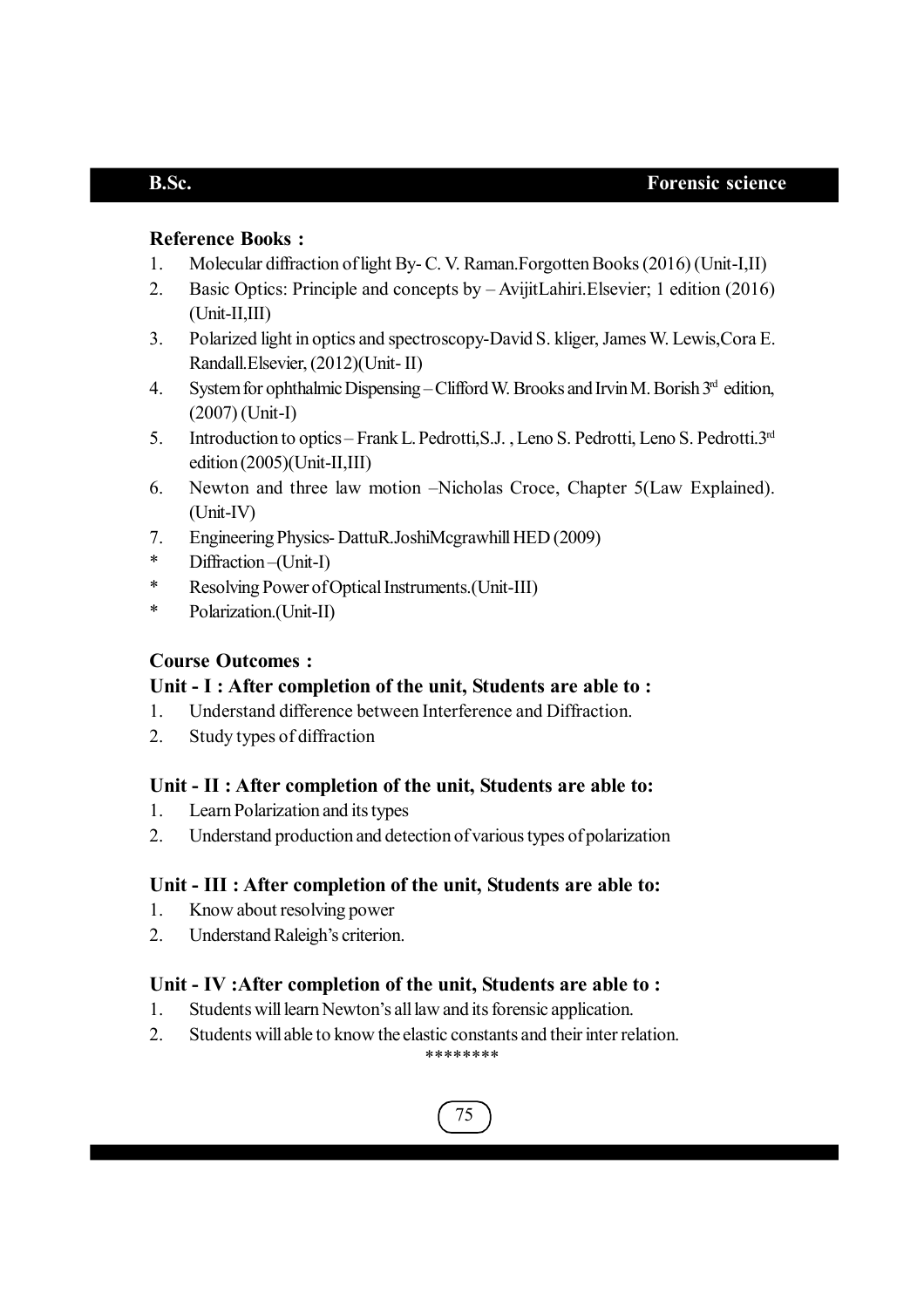### Reference Books :

1. Molecular diffraction of light By- C. V. Raman.Forgotten Books (2016) (Unit-I,II)
2. Basic Optics: Principle and concepts by – AvijitLahiri.Elsevier; 1 edition (2016) (Unit-II,III)
3. Polarized light in optics and spectroscopy-David S. kliger, James W. Lewis,Cora E. Randall.Elsevier, (2012)(Unit- II)
4. System for ophthalmic Dispensing – Clifford W. Brooks and Irvin M. Borish 3rd edition, (2007) (Unit-I)
5. Introduction to optics – Frank L. Pedrotti,S.J. , Leno S. Pedrotti, Leno S. Pedrotti.3rd edition (2005)(Unit-II,III)
6. Newton and three law motion –Nicholas Croce, Chapter 5(Law Explained). (Unit-IV)
7. Engineering Physics- DattuR.JoshiMcgrawhill HED (2009)

* Diffraction –(Unit-I)
* Resolving Power of Optical Instruments.(Unit-III)
* Polarization.(Unit-II)

### Course Outcomes :

**Unit - I : After completion of the unit, Students are able to :**

1. Understand difference between Interference and Diffraction.
2. Study types of diffraction

**Unit - II : After completion of the unit, Students are able to:**

1. Learn Polarization and its types
2. Understand production and detection of various types of polarization

**Unit - III : After completion of the unit, Students are able to:**

1. Know about resolving power
2. Understand Raleigh's criterion.

**Unit - IV :After completion of the unit, Students are able to :**

1. Students will learn Newton's all law and its forensic application.
2. Students will able to know the elastic constants and their inter relation.

********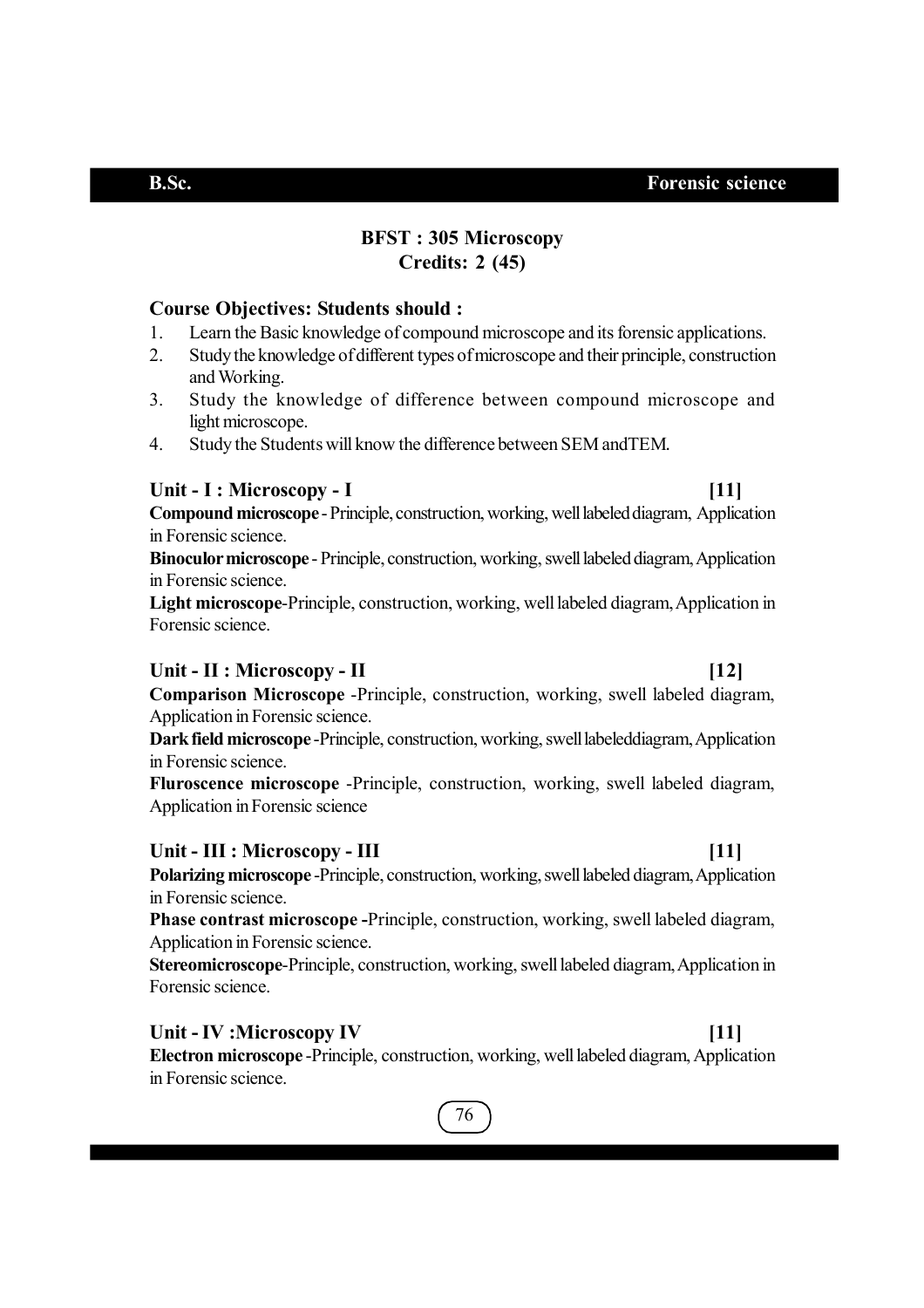## BFST : 305 Microscopy
## Credits: 2 (45)

### Course Objectives: Students should :

1. Learn the Basic knowledge of compound microscope and its forensic applications.
2. Study the knowledge of different types of microscope and their principle, construction and Working.
3. Study the knowledge of difference between compound microscope and light microscope.
4. Study the Students will know the difference between SEM andTEM.

### Unit - I : Microscopy - I [11]

**Compound microscope** - Principle, construction, working, well labeled diagram, Application in Forensic science.

**Binoculor microscope** - Principle, construction, working, swell labeled diagram, Application in Forensic science.

**Light microscope**-Principle, construction, working, well labeled diagram, Application in Forensic science.

### Unit - II : Microscopy - II [12]

**Comparison Microscope** -Principle, construction, working, swell labeled diagram, Application in Forensic science.

**Dark field microscope** -Principle, construction, working, swell labeleddiagram, Application in Forensic science.

**Fluroscence microscope** -Principle, construction, working, swell labeled diagram, Application in Forensic science

### Unit - III : Microscopy - III [11]

**Polarizing microscope** -Principle, construction, working, swell labeled diagram, Application in Forensic science.

**Phase contrast microscope** -Principle, construction, working, swell labeled diagram, Application in Forensic science.

**Stereomicroscope**-Principle, construction, working, swell labeled diagram, Application in Forensic science.

### Unit - IV :Microscopy IV [11]

**Electron microscope** -Principle, construction, working, well labeled diagram, Application in Forensic science.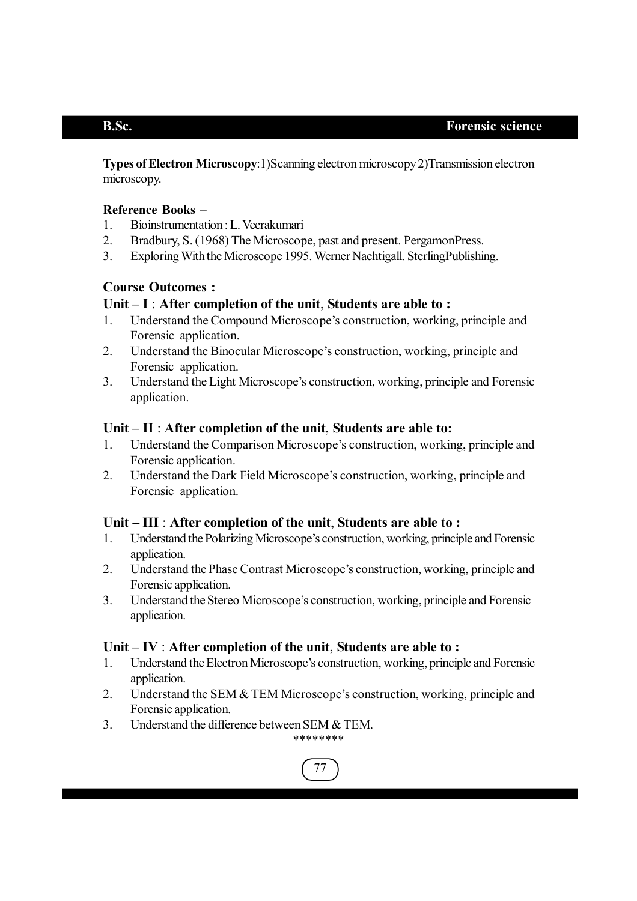**Types of Electron Microscopy**:1)Scanning electron microscopy 2)Transmission electron microscopy.

**Reference Books –**

1. Bioinstrumentation : L. Veerakumari
2. Bradbury, S. (1968) The Microscope, past and present. PergamonPress.
3. Exploring With the Microscope 1995. Werner Nachtigall. SterlingPublishing.

### Course Outcomes :

**Unit – I** : **After completion of the unit**, **Students are able to :**

1. Understand the Compound Microscope's construction, working, principle and Forensic application.
2. Understand the Binocular Microscope's construction, working, principle and Forensic application.
3. Understand the Light Microscope's construction, working, principle and Forensic application.

**Unit – II** : **After completion of the unit**, **Students are able to:**

1. Understand the Comparison Microscope's construction, working, principle and Forensic application.
2. Understand the Dark Field Microscope's construction, working, principle and Forensic application.

**Unit – III** : **After completion of the unit**, **Students are able to :**

1. Understand the Polarizing Microscope's construction, working, principle and Forensic application.
2. Understand the Phase Contrast Microscope's construction, working, principle and Forensic application.
3. Understand the Stereo Microscope's construction, working, principle and Forensic application.

**Unit – IV** : **After completion of the unit**, **Students are able to :**

1. Understand the Electron Microscope's construction, working, principle and Forensic application.
2. Understand the SEM & TEM Microscope's construction, working, principle and Forensic application.
3. Understand the difference between SEM & TEM.

********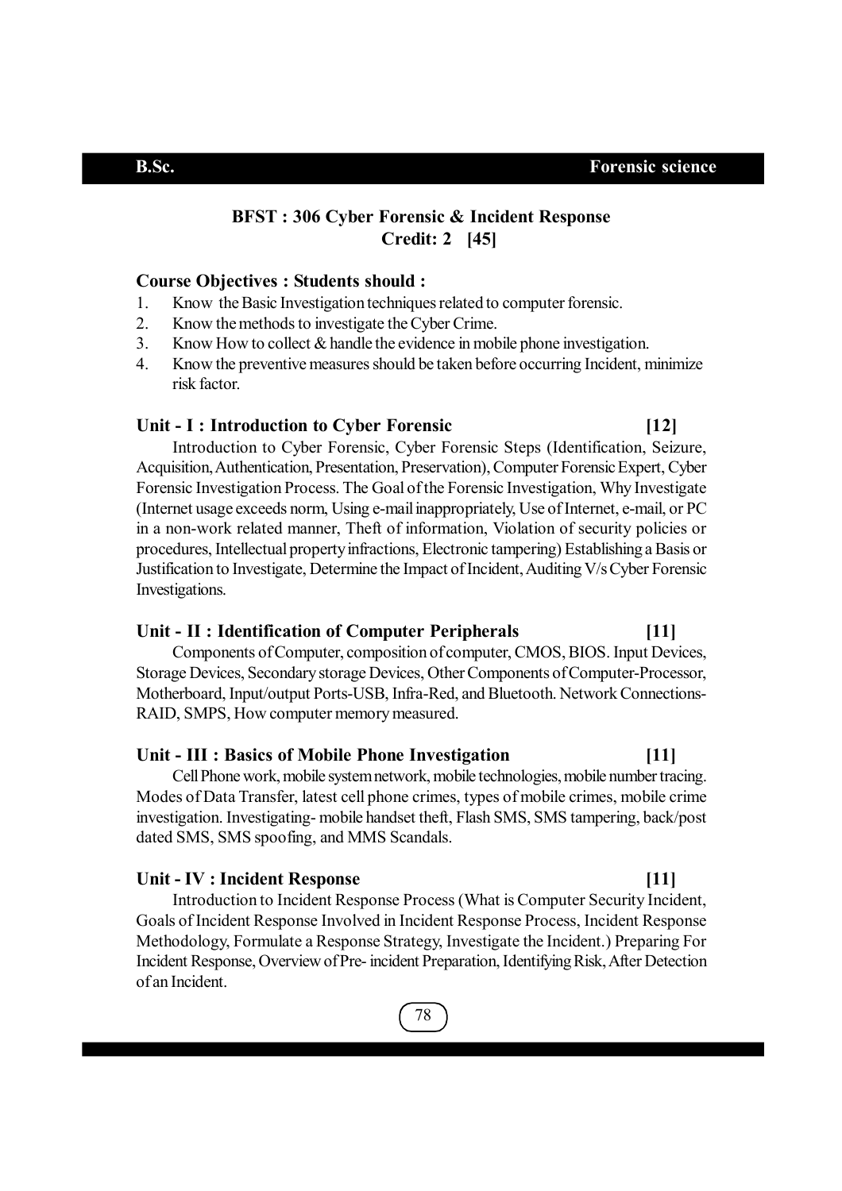## BFST : 306 Cyber Forensic & Incident Response

**Credit: 2 [45]**

### Course Objectives : Students should :

1. Know the Basic Investigation techniques related to computer forensic.
2. Know the methods to investigate the Cyber Crime.
3. Know How to collect & handle the evidence in mobile phone investigation.
4. Know the preventive measures should be taken before occurring Incident, minimize risk factor.

### Unit - I : Introduction to Cyber Forensic [12]

Introduction to Cyber Forensic, Cyber Forensic Steps (Identification, Seizure, Acquisition, Authentication, Presentation, Preservation), Computer Forensic Expert, Cyber Forensic Investigation Process. The Goal of the Forensic Investigation, Why Investigate (Internet usage exceeds norm, Using e-mail inappropriately, Use of Internet, e-mail, or PC in a non-work related manner, Theft of information, Violation of security policies or procedures, Intellectual property infractions, Electronic tampering) Establishing a Basis or Justification to Investigate, Determine the Impact of Incident, Auditing V/s Cyber Forensic Investigations.

### Unit - II : Identification of Computer Peripherals [11]

Components of Computer, composition of computer, CMOS, BIOS. Input Devices, Storage Devices, Secondary storage Devices, Other Components of Computer-Processor, Motherboard, Input/output Ports-USB, Infra-Red, and Bluetooth. Network Connections-RAID, SMPS, How computer memory measured.

### Unit - III : Basics of Mobile Phone Investigation [11]

Cell Phone work, mobile system network, mobile technologies, mobile number tracing. Modes of Data Transfer, latest cell phone crimes, types of mobile crimes, mobile crime investigation. Investigating- mobile handset theft, Flash SMS, SMS tampering, back/post dated SMS, SMS spoofing, and MMS Scandals.

### Unit - IV : Incident Response [11]

Introduction to Incident Response Process (What is Computer Security Incident, Goals of Incident Response Involved in Incident Response Process, Incident Response Methodology, Formulate a Response Strategy, Investigate the Incident.) Preparing For Incident Response, Overview of Pre- incident Preparation, Identifying Risk, After Detection of an Incident.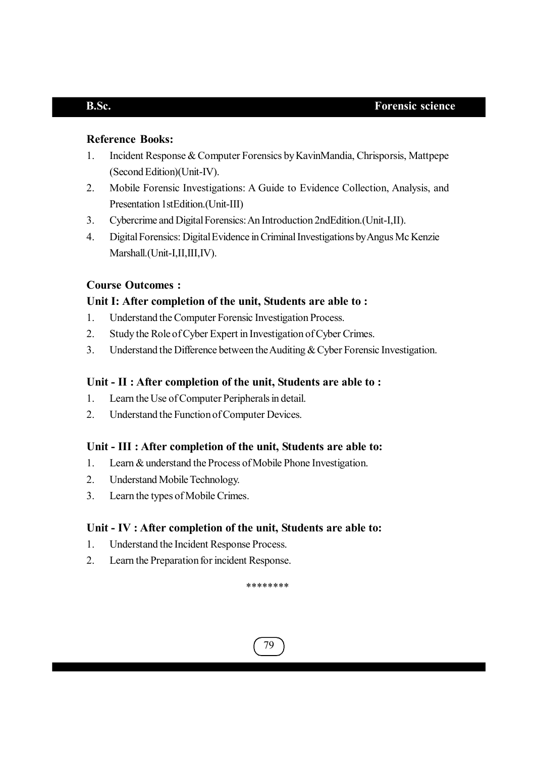**Reference Books:**

1. Incident Response & Computer Forensics by KavinMandia, Chrisporsis, Mattpepe (Second Edition)(Unit-IV).
2. Mobile Forensic Investigations: A Guide to Evidence Collection, Analysis, and Presentation 1stEdition.(Unit-III)
3. Cybercrime and Digital Forensics: An Introduction 2ndEdition.(Unit-I,II).
4. Digital Forensics: Digital Evidence in Criminal Investigations by Angus Mc Kenzie Marshall.(Unit-I,II,III,IV).

**Course Outcomes :**

**Unit I: After completion of the unit, Students are able to :**

1. Understand the Computer Forensic Investigation Process.
2. Study the Role of Cyber Expert in Investigation of Cyber Crimes.
3. Understand the Difference between the Auditing & Cyber Forensic Investigation.

**Unit - II : After completion of the unit, Students are able to :**

1. Learn the Use of Computer Peripherals in detail.
2. Understand the Function of Computer Devices.

**Unit - III : After completion of the unit, Students are able to:**

1. Learn & understand the Process of Mobile Phone Investigation.
2. Understand Mobile Technology.
3. Learn the types of Mobile Crimes.

**Unit - IV : After completion of the unit, Students are able to:**

1. Understand the Incident Response Process.
2. Learn the Preparation for incident Response.

********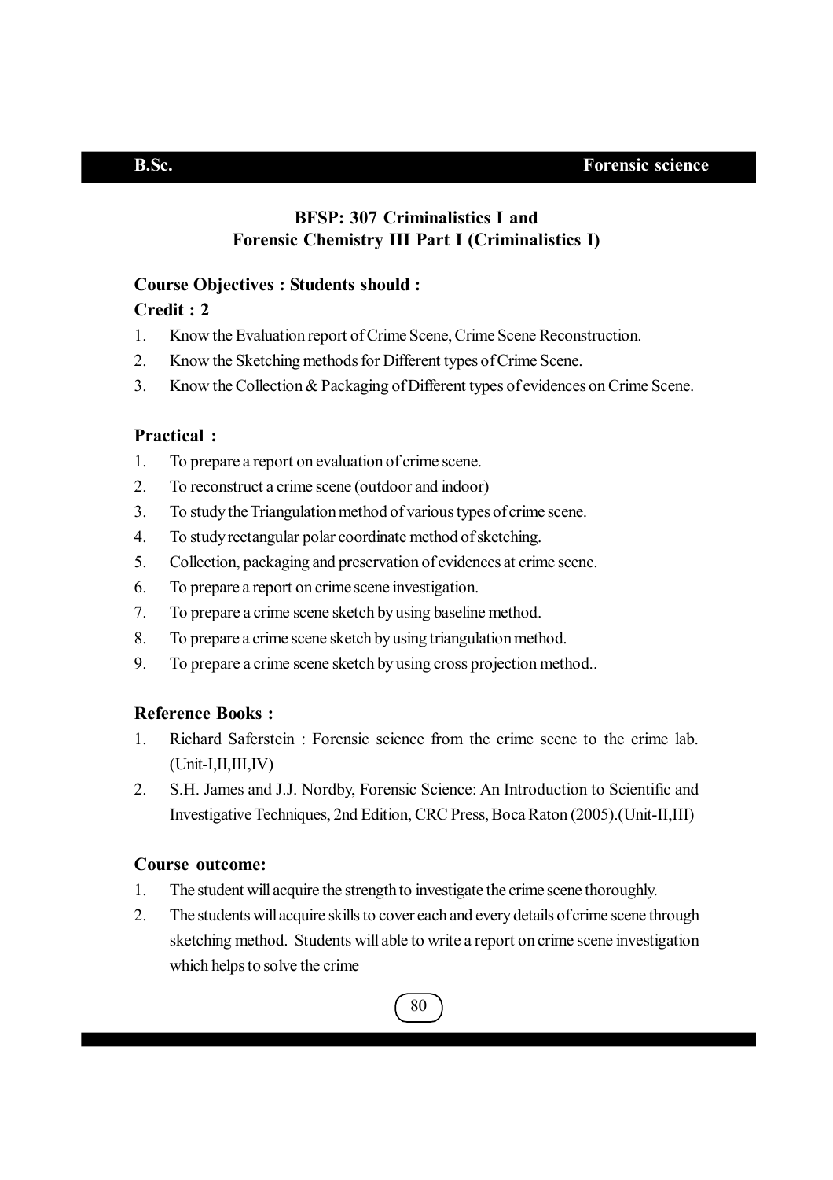## BFSP: 307 Criminalistics I and Forensic Chemistry III Part I (Criminalistics I)

**Course Objectives : Students should :**

**Credit : 2**

1. Know the Evaluation report of Crime Scene, Crime Scene Reconstruction.
2. Know the Sketching methods for Different types of Crime Scene.
3. Know the Collection & Packaging of Different types of evidences on Crime Scene.

**Practical :**

1. To prepare a report on evaluation of crime scene.
2. To reconstruct a crime scene (outdoor and indoor)
3. To study the Triangulation method of various types of crime scene.
4. To study rectangular polar coordinate method of sketching.
5. Collection, packaging and preservation of evidences at crime scene.
6. To prepare a report on crime scene investigation.
7. To prepare a crime scene sketch by using baseline method.
8. To prepare a crime scene sketch by using triangulation method.
9. To prepare a crime scene sketch by using cross projection method..

**Reference Books :**

1. Richard Saferstein : Forensic science from the crime scene to the crime lab. (Unit-I,II,III,IV)
2. S.H. James and J.J. Nordby, Forensic Science: An Introduction to Scientific and Investigative Techniques, 2nd Edition, CRC Press, Boca Raton (2005).(Unit-II,III)

**Course outcome:**

1. The student will acquire the strength to investigate the crime scene thoroughly.
2. The students will acquire skills to cover each and every details of crime scene through sketching method. Students will able to write a report on crime scene investigation which helps to solve the crime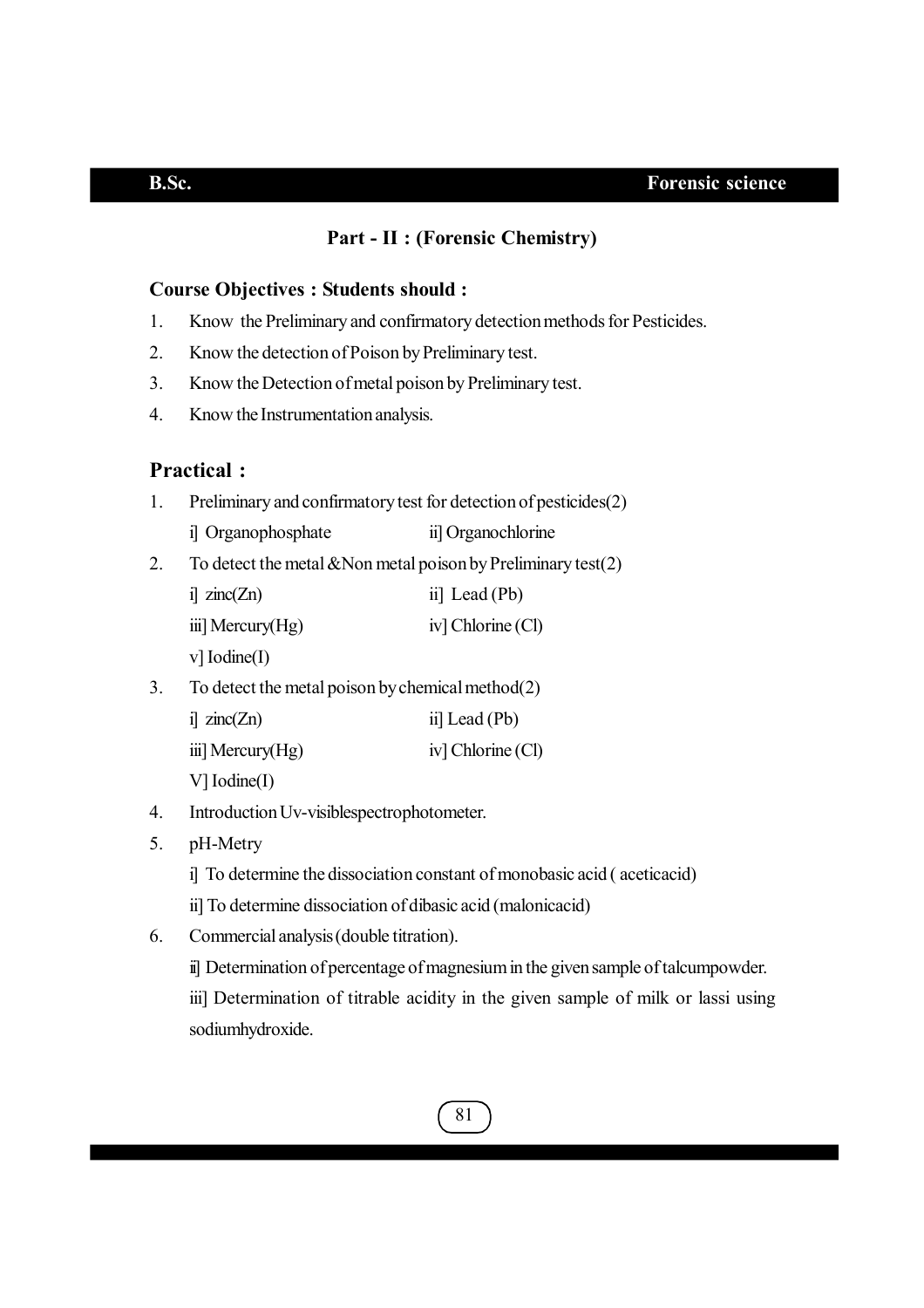## Part - II : (Forensic Chemistry)

### Course Objectives : Students should :

1. Know the Preliminary and confirmatory detection methods for Pesticides.
2. Know the detection of Poison by Preliminary test.
3. Know the Detection of metal poison by Preliminary test.
4. Know the Instrumentation analysis.

### Practical :

1. Preliminary and confirmatory test for detection of pesticides(2)

   i] Organophosphate ii] Organochlorine

2. To detect the metal &Non metal poison by Preliminary test(2)

   i] zinc(Zn) ii] Lead (Pb)

   iii] Mercury(Hg) iv] Chlorine (Cl)

   v] Iodine(I)

3. To detect the metal poison by chemical method(2)

   i] zinc(Zn) ii] Lead (Pb)

   iii] Mercury(Hg) iv] Chlorine (Cl)

   V] Iodine(I)

4. Introduction Uv-visiblespectrophotometer.
5. pH-Metry

   i] To determine the dissociation constant of monobasic acid ( aceticacid)

   ii] To determine dissociation of dibasic acid (malonicacid)

6. Commercial analysis (double titration).

   ii] Determination of percentage of magnesium in the given sample of talcumpowder.

   iii] Determination of titrable acidity in the given sample of milk or lassi using sodiumhydroxide.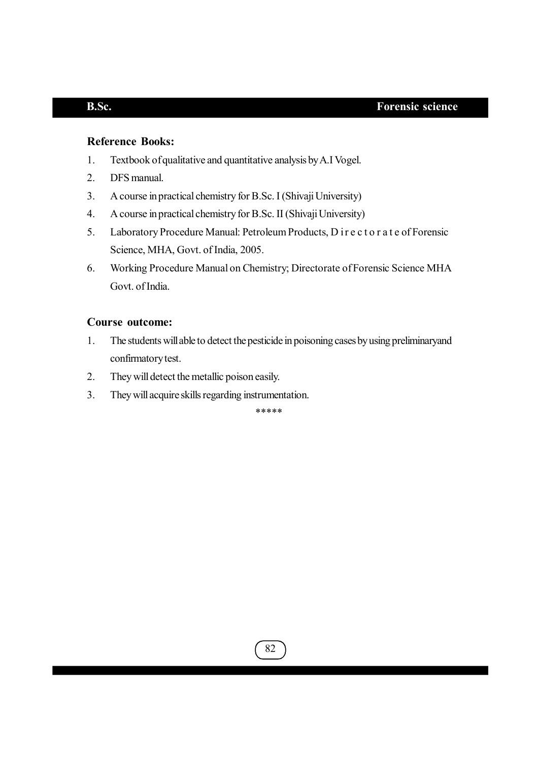### Reference Books:

1. Textbook of qualitative and quantitative analysis by A.I Vogel.
2. DFS manual.
3. A course in practical chemistry for B.Sc. I (Shivaji University)
4. A course in practical chemistry for B.Sc. II (Shivaji University)
5. Laboratory Procedure Manual: Petroleum Products, D i r e c t o r a t e of Forensic Science, MHA, Govt. of India, 2005.
6. Working Procedure Manual on Chemistry; Directorate of Forensic Science MHA Govt. of India.

### Course outcome:

1. The students will able to detect the pesticide in poisoning cases by using preliminaryand confirmatory test.
2. They will detect the metallic poison easily.
3. They will acquire skills regarding instrumentation.

*****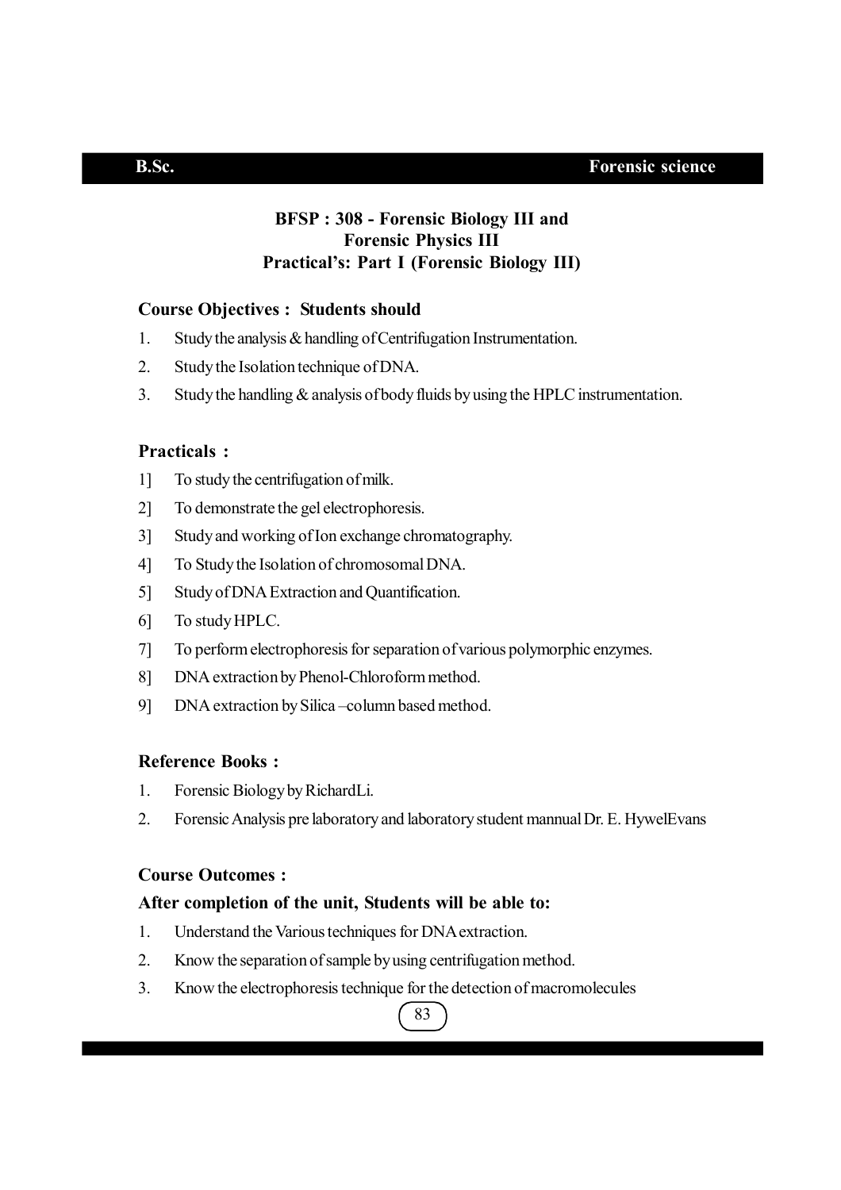## BFSP : 308 - Forensic Biology III and Forensic Physics III
## Practical's: Part I (Forensic Biology III)

### Course Objectives : Students should

1. Study the analysis & handling of Centrifugation Instrumentation.
2. Study the Isolation technique of DNA.
3. Study the handling & analysis of body fluids by using the HPLC instrumentation.

### Practicals :

1] To study the centrifugation of milk.

2] To demonstrate the gel electrophoresis.

3] Study and working of Ion exchange chromatography.

4] To Study the Isolation of chromosomal DNA.

5] Study of DNA Extraction and Quantification.

6] To study HPLC.

7] To perform electrophoresis for separation of various polymorphic enzymes.

8] DNA extraction by Phenol-Chloroform method.

9] DNA extraction by Silica –column based method.

### Reference Books :

1. Forensic Biology by RichardLi.
2. Forensic Analysis pre laboratory and laboratory student mannual Dr. E. HywelEvans

### Course Outcomes :

### After completion of the unit, Students will be able to:

1. Understand the Various techniques for DNA extraction.
2. Know the separation of sample by using centrifugation method.
3. Know the electrophoresis technique for the detection of macromolecules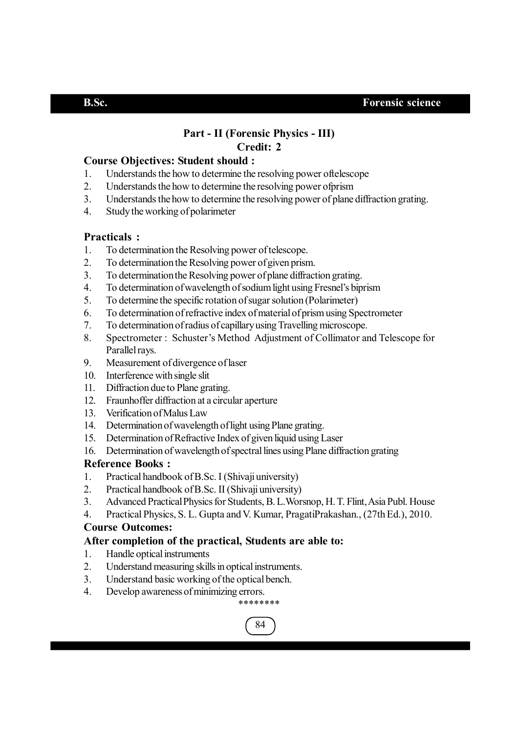## Part - II (Forensic Physics - III)

**Credit: 2**

**Course Objectives: Student should :**

1. Understands the how to determine the resolving power oftelescope
2. Understands the how to determine the resolving power ofprism
3. Understands the how to determine the resolving power of plane diffraction grating.
4. Study the working of polarimeter

**Practicals :**

1. To determination the Resolving power of telescope.
2. To determination the Resolving power of given prism.
3. To determination the Resolving power of plane diffraction grating.
4. To determination of wavelength of sodium light using Fresnel's biprism
5. To determine the specific rotation of sugar solution (Polarimeter)
6. To determination of refractive index of material of prism using Spectrometer
7. To determination of radius of capillary using Travelling microscope.
8. Spectrometer : Schuster's Method Adjustment of Collimator and Telescope for Parallel rays.
9. Measurement of divergence of laser
10. Interference with single slit
11. Diffraction due to Plane grating.
12. Fraunhoffer diffraction at a circular aperture
13. Verification of Malus Law
14. Determination of wavelength of light using Plane grating.
15. Determination of Refractive Index of given liquid using Laser
16. Determination of wavelength of spectral lines using Plane diffraction grating

**Reference Books :**

1. Practical handbook of B.Sc. I (Shivaji university)
2. Practical handbook of B.Sc. II (Shivaji university)
3. Advanced Practical Physics for Students, B. L.Worsnop, H. T. Flint, Asia Publ. House
4. Practical Physics, S. L. Gupta and V. Kumar, PragatiPrakashan., (27th Ed.), 2010.

**Course Outcomes:**

**After completion of the practical, Students are able to:**

1. Handle optical instruments
2. Understand measuring skills in optical instruments.
3. Understand basic working of the optical bench.
4. Develop awareness of minimizing errors.

********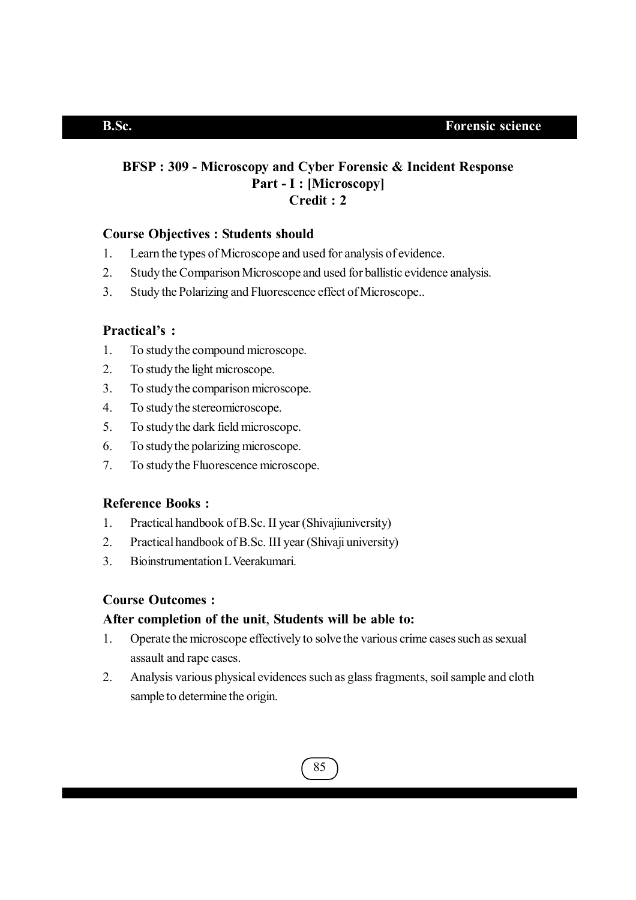## BFSP : 309 - Microscopy and Cyber Forensic & Incident Response
### Part - I : [Microscopy]
### Credit : 2

**Course Objectives : Students should**

1. Learn the types of Microscope and used for analysis of evidence.
2. Study the Comparison Microscope and used for ballistic evidence analysis.
3. Study the Polarizing and Fluorescence effect of Microscope..

**Practical's :**

1. To study the compound microscope.
2. To study the light microscope.
3. To study the comparison microscope.
4. To study the stereomicroscope.
5. To study the dark field microscope.
6. To study the polarizing microscope.
7. To study the Fluorescence microscope.

**Reference Books :**

1. Practical handbook of B.Sc. II year (Shivajiuniversity)
2. Practical handbook of B.Sc. III year (Shivaji university)
3. Bioinstrumentation L Veerakumari.

**Course Outcomes :**

**After completion of the unit, Students will be able to:**

1. Operate the microscope effectively to solve the various crime cases such as sexual assault and rape cases.
2. Analysis various physical evidences such as glass fragments, soil sample and cloth sample to determine the origin.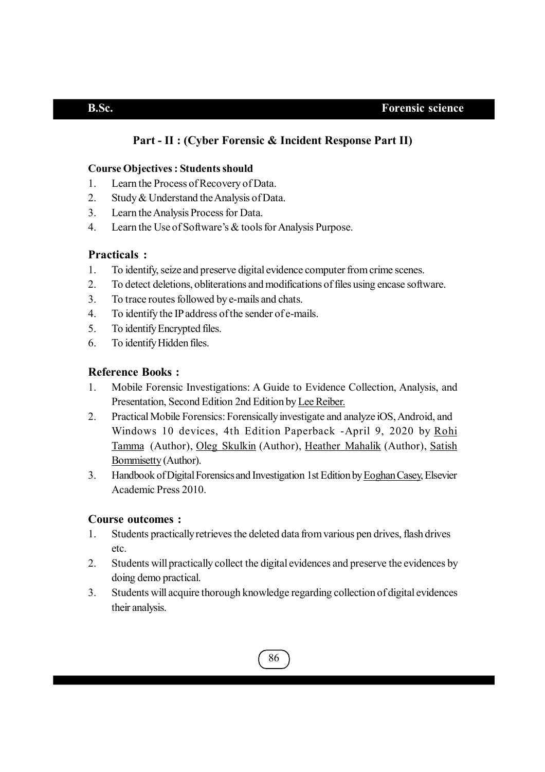## Part - II : (Cyber Forensic & Incident Response Part II)

**Course Objectives : Students should**

1. Learn the Process of Recovery of Data.
2. Study & Understand the Analysis of Data.
3. Learn the Analysis Process for Data.
4. Learn the Use of Software's & tools for Analysis Purpose.

### Practicals :

1. To identify, seize and preserve digital evidence computer from crime scenes.
2. To detect deletions, obliterations and modifications of files using encase software.
3. To trace routes followed by e-mails and chats.
4. To identify the IP address of the sender of e-mails.
5. To identify Encrypted files.
6. To identify Hidden files.

### Reference Books :

1. Mobile Forensic Investigations: A Guide to Evidence Collection, Analysis, and Presentation, Second Edition 2nd Edition by Lee Reiber.
2. Practical Mobile Forensics: Forensically investigate and analyze iOS, Android, and Windows 10 devices, 4th Edition Paperback -April 9, 2020 by Rohi Tamma (Author), Oleg Skulkin (Author), Heather Mahalik (Author), Satish Bommisetty (Author).
3. Handbook of Digital Forensics and Investigation 1st Edition by Eoghan Casey, Elsevier Academic Press 2010.

### Course outcomes :

1. Students practically retrieves the deleted data from various pen drives, flash drives etc.
2. Students will practically collect the digital evidences and preserve the evidences by doing demo practical.
3. Students will acquire thorough knowledge regarding collection of digital evidences their analysis.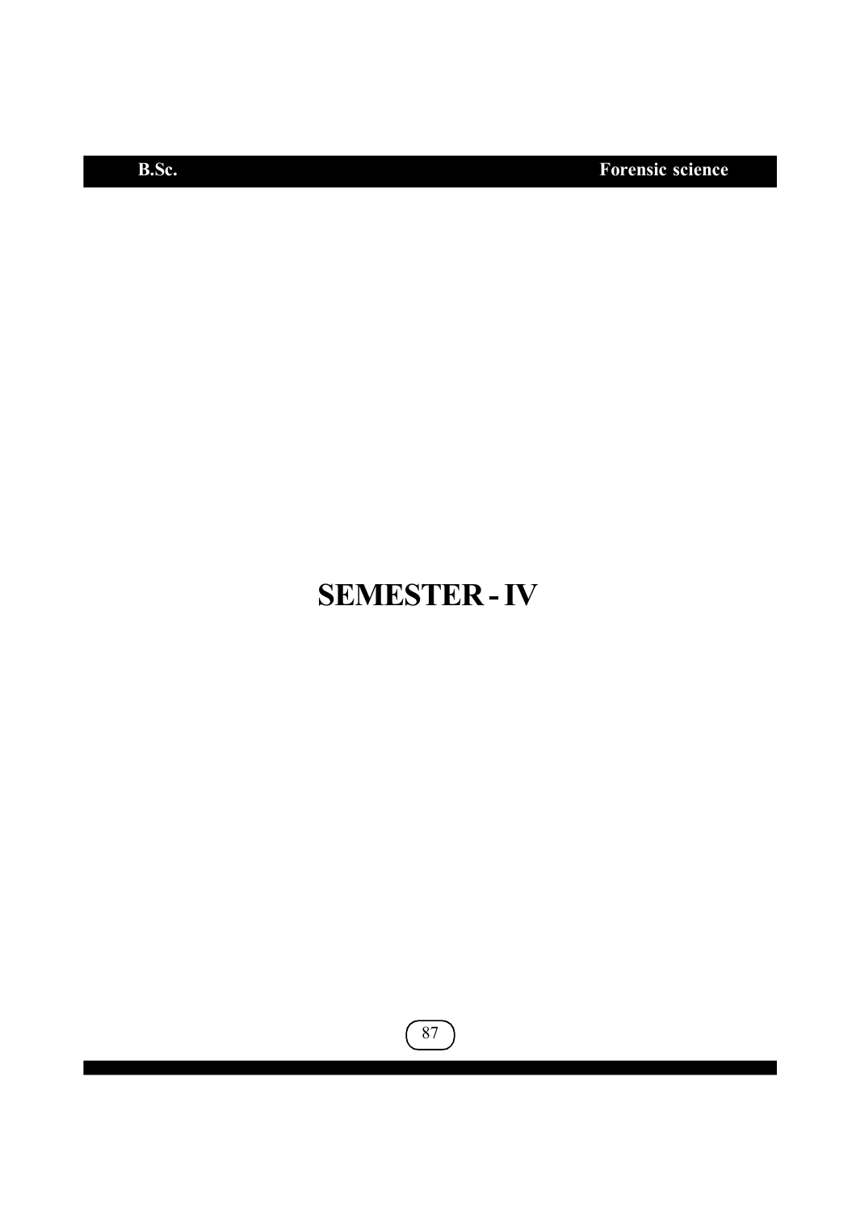# SEMESTER - IV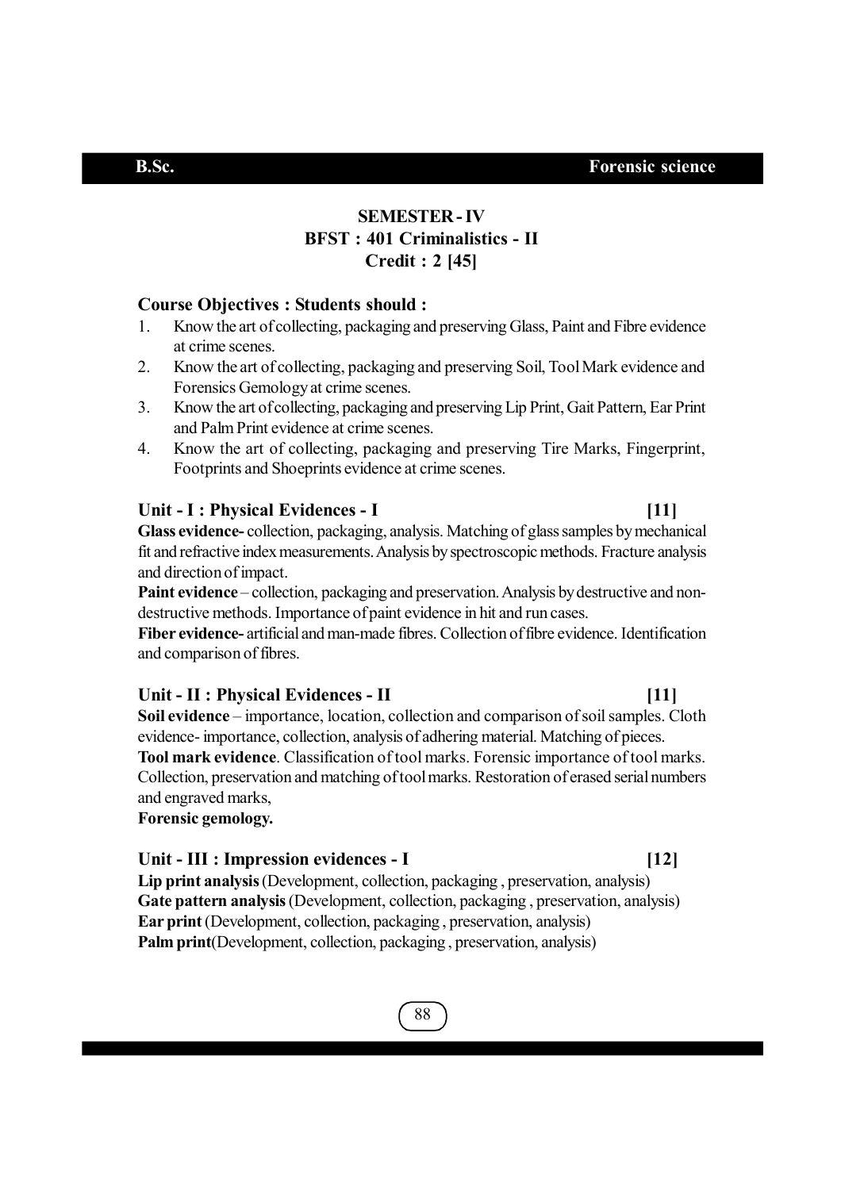## SEMESTER - IV
## BFST : 401 Criminalistics - II
## Credit : 2 [45]

### Course Objectives : Students should :

1. Know the art of collecting, packaging and preserving Glass, Paint and Fibre evidence at crime scenes.
2. Know the art of collecting, packaging and preserving Soil, Tool Mark evidence and Forensics Gemology at crime scenes.
3. Know the art of collecting, packaging and preserving Lip Print, Gait Pattern, Ear Print and Palm Print evidence at crime scenes.
4. Know the art of collecting, packaging and preserving Tire Marks, Fingerprint, Footprints and Shoeprints evidence at crime scenes.

### Unit - I : Physical Evidences - I [11]

**Glass evidence-** collection, packaging, analysis. Matching of glass samples by mechanical fit and refractive index measurements. Analysis by spectroscopic methods. Fracture analysis and direction of impact.

**Paint evidence** – collection, packaging and preservation. Analysis by destructive and non-destructive methods. Importance of paint evidence in hit and run cases.

**Fiber evidence-** artificial and man-made fibres. Collection of fibre evidence. Identification and comparison of fibres.

### Unit - II : Physical Evidences - II [11]

**Soil evidence** – importance, location, collection and comparison of soil samples. Cloth evidence- importance, collection, analysis of adhering material. Matching of pieces.

**Tool mark evidence**. Classification of tool marks. Forensic importance of tool marks. Collection, preservation and matching of tool marks. Restoration of erased serial numbers and engraved marks,

**Forensic gemology.**

### Unit - III : Impression evidences - I [12]

**Lip print analysis** (Development, collection, packaging , preservation, analysis)
**Gate pattern analysis** (Development, collection, packaging , preservation, analysis)
**Ear print** (Development, collection, packaging , preservation, analysis)
**Palm print**(Development, collection, packaging , preservation, analysis)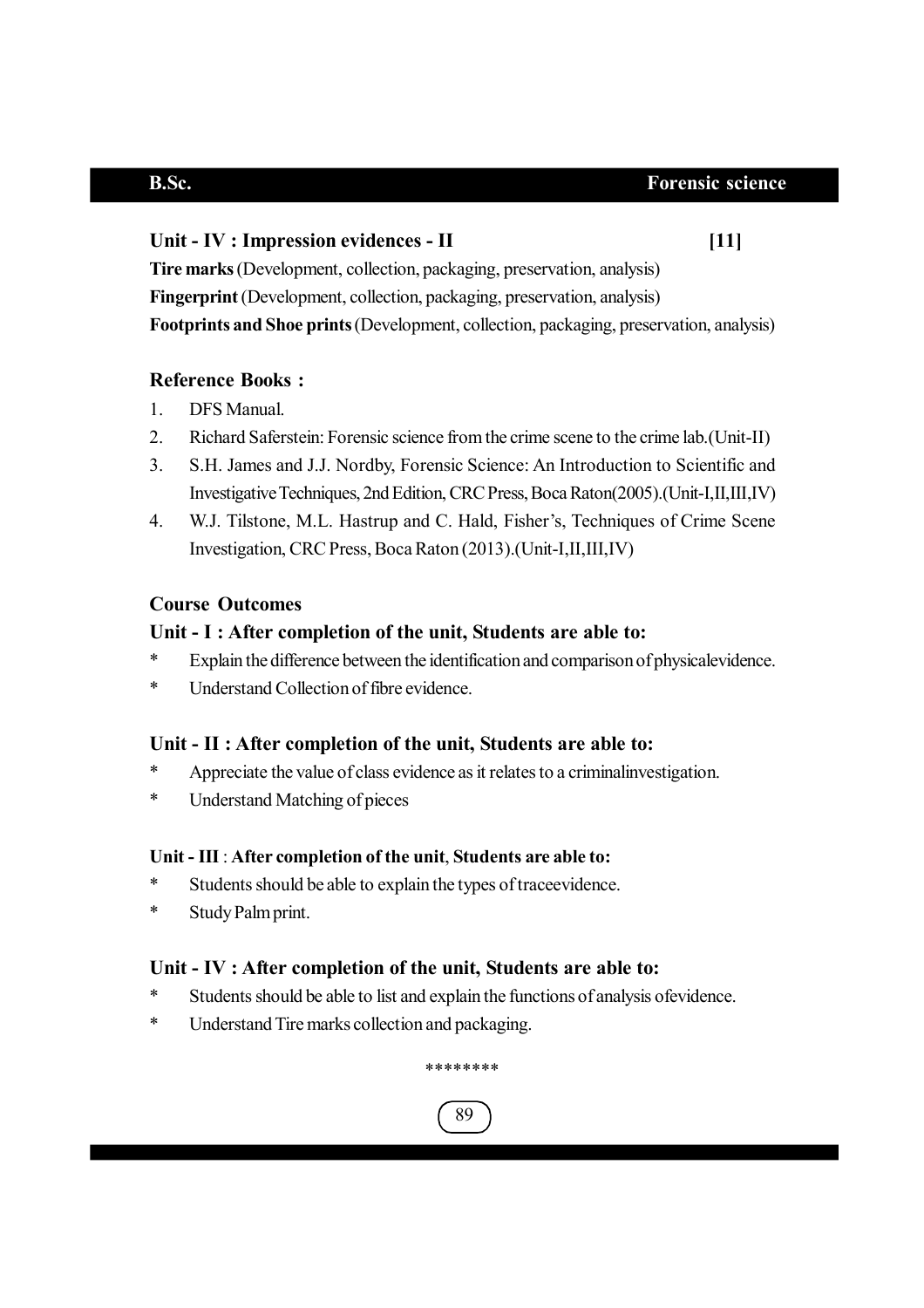## Unit - IV : Impression evidences - II [11]

**Tire marks** (Development, collection, packaging, preservation, analysis)
**Fingerprint** (Development, collection, packaging, preservation, analysis)
**Footprints and Shoe prints** (Development, collection, packaging, preservation, analysis)

### Reference Books :

1. DFS Manual.
2. Richard Saferstein: Forensic science from the crime scene to the crime lab.(Unit-II)
3. S.H. James and J.J. Nordby, Forensic Science: An Introduction to Scientific and Investigative Techniques, 2nd Edition, CRC Press, Boca Raton(2005).(Unit-I,II,III,IV)
4. W.J. Tilstone, M.L. Hastrup and C. Hald, Fisher's, Techniques of Crime Scene Investigation, CRC Press, Boca Raton (2013).(Unit-I,II,III,IV)

### Course Outcomes

#### Unit - I : After completion of the unit, Students are able to:

* Explain the difference between the identification and comparison of physicalevidence.
* Understand Collection of fibre evidence.

#### Unit - II : After completion of the unit, Students are able to:

* Appreciate the value of class evidence as it relates to a criminalinvestigation.
* Understand Matching of pieces

#### Unit - III : After completion of the unit, Students are able to:

* Students should be able to explain the types of traceevidence.
* Study Palm print.

#### Unit - IV : After completion of the unit, Students are able to:

* Students should be able to list and explain the functions of analysis ofevidence.
* Understand Tire marks collection and packaging.

********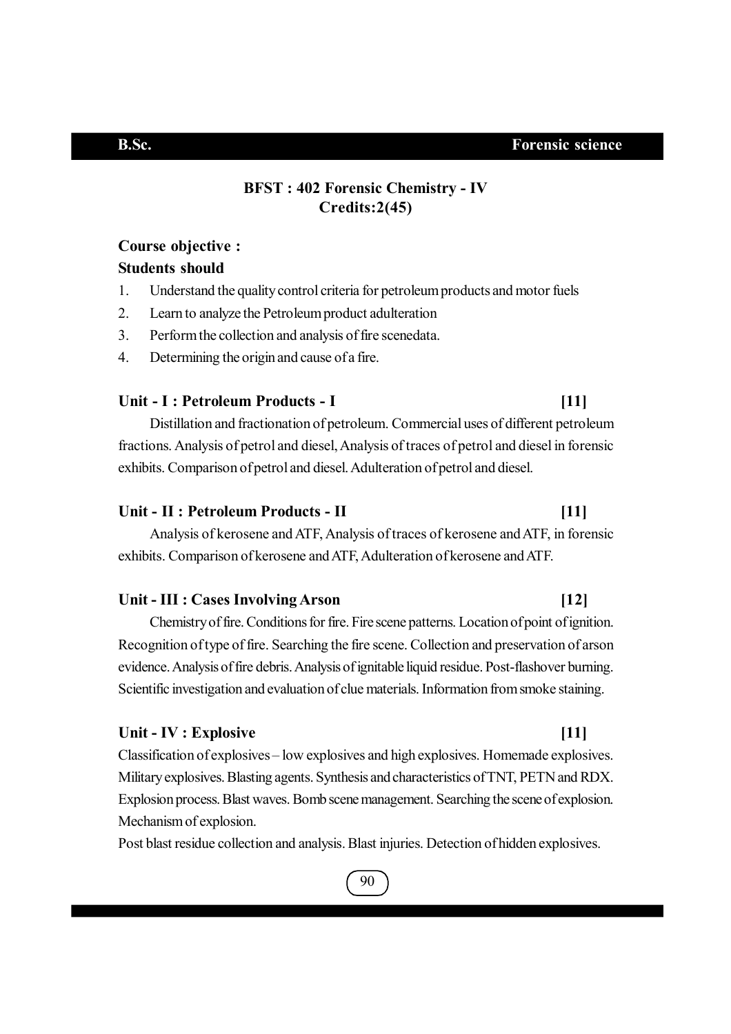## BFST : 402 Forensic Chemistry - IV

**Credits:2(45)**

**Course objective :**

**Students should**

1. Understand the quality control criteria for petroleum products and motor fuels
2. Learn to analyze the Petroleum product adulteration
3. Perform the collection and analysis of fire scenedata.
4. Determining the origin and cause of a fire.

### Unit - I : Petroleum Products - I [11]

Distillation and fractionation of petroleum. Commercial uses of different petroleum fractions. Analysis of petrol and diesel, Analysis of traces of petrol and diesel in forensic exhibits. Comparison of petrol and diesel. Adulteration of petrol and diesel.

### Unit - II : Petroleum Products - II [11]

Analysis of kerosene and ATF, Analysis of traces of kerosene and ATF, in forensic exhibits. Comparison of kerosene and ATF, Adulteration of kerosene and ATF.

### Unit - III : Cases Involving Arson [12]

Chemistry of fire. Conditions for fire. Fire scene patterns. Location of point of ignition. Recognition of type of fire. Searching the fire scene. Collection and preservation of arson evidence. Analysis of fire debris. Analysis of ignitable liquid residue. Post-flashover burning. Scientific investigation and evaluation of clue materials. Information from smoke staining.

### Unit - IV : Explosive [11]

Classification of explosives – low explosives and high explosives. Homemade explosives. Military explosives. Blasting agents. Synthesis and characteristics of TNT, PETN and RDX. Explosion process. Blast waves. Bomb scene management. Searching the scene of explosion. Mechanism of explosion.

Post blast residue collection and analysis. Blast injuries. Detection of hidden explosives.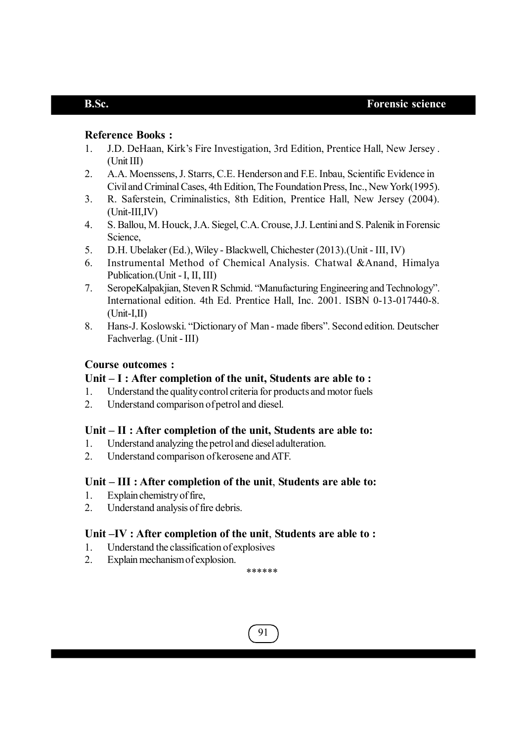**Reference Books :**

1. J.D. DeHaan, Kirk's Fire Investigation, 3rd Edition, Prentice Hall, New Jersey . (Unit III)
2. A.A. Moenssens, J. Starrs, C.E. Henderson and F.E. Inbau, Scientific Evidence in Civil and Criminal Cases, 4th Edition, The Foundation Press, Inc., New York(1995).
3. R. Saferstein, Criminalistics, 8th Edition, Prentice Hall, New Jersey (2004). (Unit-III,IV)
4. S. Ballou, M. Houck, J.A. Siegel, C.A. Crouse, J.J. Lentini and S. Palenik in Forensic Science,
5. D.H. Ubelaker (Ed.), Wiley - Blackwell, Chichester (2013).(Unit - III, IV)
6. Instrumental Method of Chemical Analysis. Chatwal &Anand, Himalya Publication.(Unit - I, II, III)
7. SeropeKalpakjian, Steven R Schmid. "Manufacturing Engineering and Technology". International edition. 4th Ed. Prentice Hall, Inc. 2001. ISBN 0-13-017440-8. (Unit-I,II)
8. Hans-J. Koslowski. "Dictionary of Man - made fibers". Second edition. Deutscher Fachverlag. (Unit - III)

**Course outcomes :**

**Unit – I : After completion of the unit, Students are able to :**

1. Understand the quality control criteria for products and motor fuels
2. Understand comparison of petrol and diesel.

**Unit – II : After completion of the unit, Students are able to:**

1. Understand analyzing the petrol and diesel adulteration.
2. Understand comparison of kerosene and ATF.

**Unit – III : After completion of the unit, Students are able to:**

1. Explain chemistry of fire,
2. Understand analysis of fire debris.

**Unit –IV : After completion of the unit, Students are able to :**

1. Understand the classification of explosives
2. Explain mechanism of explosion.

******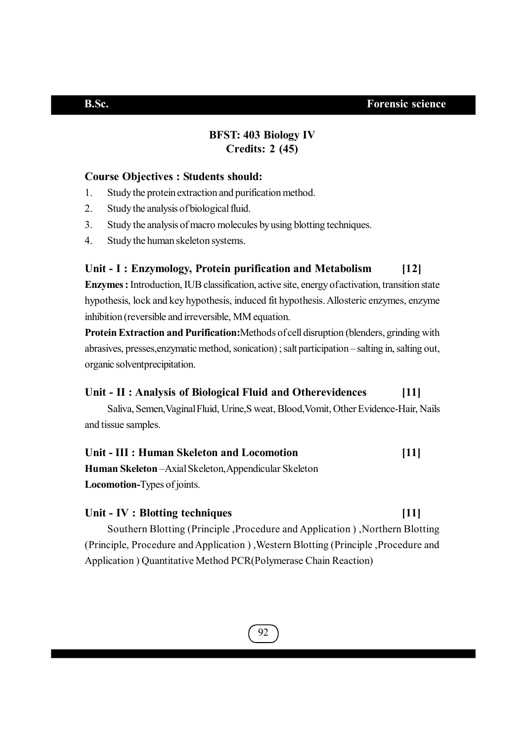## BFST: 403 Biology IV
### Credits: 2 (45)

**Course Objectives : Students should:**

1. Study the protein extraction and purification method.
2. Study the analysis of biological fluid.
3. Study the analysis of macro molecules by using blotting techniques.
4. Study the human skeleton systems.

### Unit - I : Enzymology, Protein purification and Metabolism [12]

**Enzymes :** Introduction, IUB classification, active site, energy of activation, transition state hypothesis, lock and key hypothesis, induced fit hypothesis. Allosteric enzymes, enzyme inhibition (reversible and irreversible, MM equation.

**Protein Extraction and Purification:**Methods of cell disruption (blenders, grinding with abrasives, presses,enzymatic method, sonication) ; salt participation – salting in, salting out, organic solventprecipitation.

### Unit - II : Analysis of Biological Fluid and Otherevidences [11]

Saliva, Semen,Vaginal Fluid, Urine,S weat, Blood,Vomit, Other Evidence-Hair, Nails and tissue samples.

### Unit - III : Human Skeleton and Locomotion [11]

**Human Skeleton** –Axial Skeleton,Appendicular Skeleton

**Locomotion-**Types of joints.

### Unit - IV : Blotting techniques [11]

Southern Blotting (Principle ,Procedure and Application ) ,Northern Blotting (Principle, Procedure and Application ) ,Western Blotting (Principle ,Procedure and Application ) Quantitative Method PCR(Polymerase Chain Reaction)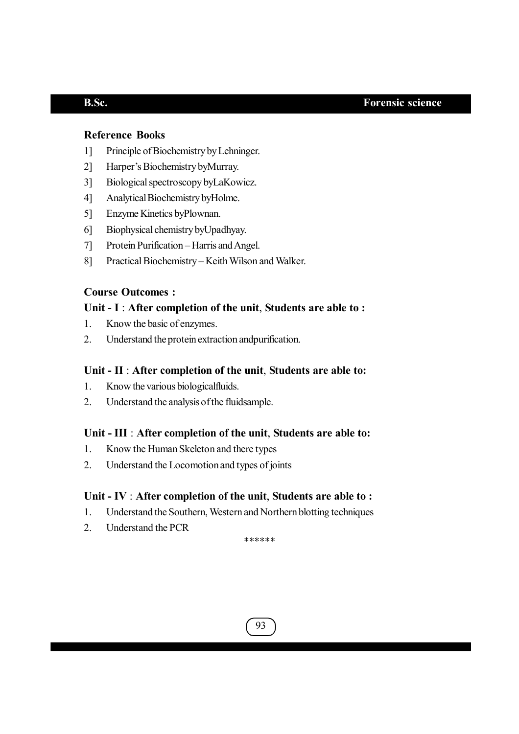**Reference Books**

1] Principle of Biochemistry by Lehninger.

2] Harper's Biochemistry byMurray.

3] Biological spectroscopy byLaKowicz.

4] Analytical Biochemistry byHolme.

5] Enzyme Kinetics byPlownan.

6] Biophysical chemistry byUpadhyay.

7] Protein Purification – Harris and Angel.

8] Practical Biochemistry – Keith Wilson and Walker.

**Course Outcomes :**

**Unit - I : After completion of the unit, Students are able to :**

1. Know the basic of enzymes.
2. Understand the protein extraction andpurification.

**Unit - II : After completion of the unit, Students are able to:**

1. Know the various biologicalfluids.
2. Understand the analysis of the fluidsample.

**Unit - III : After completion of the unit, Students are able to:**

1. Know the Human Skeleton and there types
2. Understand the Locomotion and types of joints

**Unit - IV : After completion of the unit, Students are able to :**

1. Understand the Southern, Western and Northern blotting techniques
2. Understand the PCR

******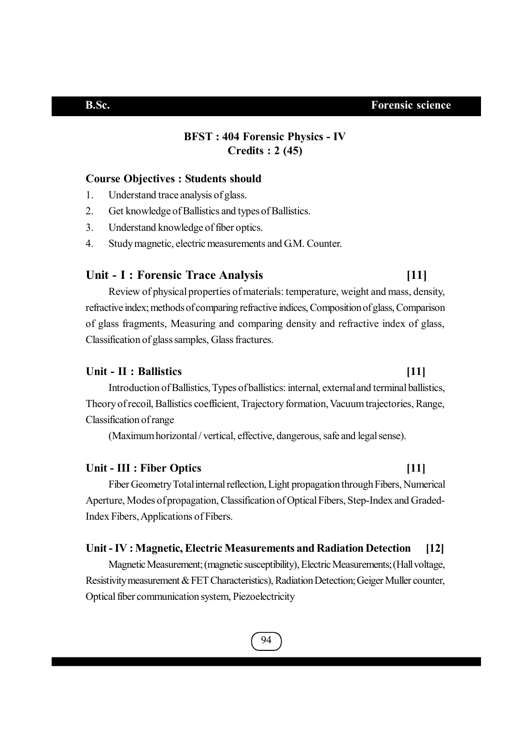## BFST : 404 Forensic Physics - IV
**Credits : 2 (45)**

**Course Objectives : Students should**

1. Understand trace analysis of glass.
2. Get knowledge of Ballistics and types of Ballistics.
3. Understand knowledge of fiber optics.
4. Study magnetic, electric measurements and G.M. Counter.

### Unit - I : Forensic Trace Analysis [11]

Review of physical properties of materials: temperature, weight and mass, density, refractive index; methods of comparing refractive indices, Composition of glass, Comparison of glass fragments, Measuring and comparing density and refractive index of glass, Classification of glass samples, Glass fractures.

### Unit - II : Ballistics [11]

Introduction of Ballistics, Types of ballistics: internal, external and terminal ballistics, Theory of recoil, Ballistics coefficient, Trajectory formation, Vacuum trajectories, Range, Classification of range

(Maximum horizontal / vertical, effective, dangerous, safe and legal sense).

### Unit - III : Fiber Optics [11]

Fiber Geometry Total internal reflection, Light propagation through Fibers, Numerical Aperture, Modes of propagation, Classification of Optical Fibers, Step-Index and Graded-Index Fibers, Applications of Fibers.

### Unit - IV : Magnetic, Electric Measurements and Radiation Detection [12]

Magnetic Measurement; (magnetic susceptibility), Electric Measurements; (Hall voltage, Resistivity measurement & FET Characteristics), Radiation Detection; Geiger Muller counter, Optical fiber communication system, Piezoelectricity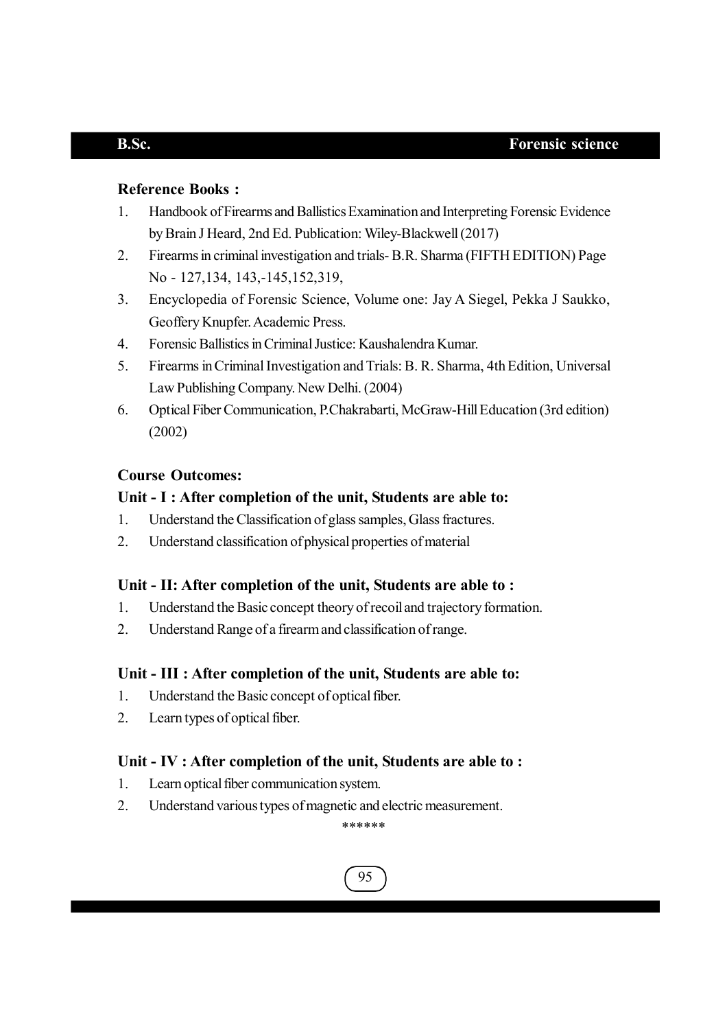**Reference Books :**

1. Handbook of Firearms and Ballistics Examination and Interpreting Forensic Evidence by Brain J Heard, 2nd Ed. Publication: Wiley-Blackwell (2017)
2. Firearms in criminal investigation and trials- B.R. Sharma (FIFTH EDITION) Page No - 127,134, 143,-145,152,319,
3. Encyclopedia of Forensic Science, Volume one: Jay A Siegel, Pekka J Saukko, Geoffery Knupfer. Academic Press.
4. Forensic Ballistics in Criminal Justice: Kaushalendra Kumar.
5. Firearms in Criminal Investigation and Trials: B. R. Sharma, 4th Edition, Universal Law Publishing Company. New Delhi. (2004)
6. Optical Fiber Communication, P.Chakrabarti, McGraw-Hill Education (3rd edition) (2002)

**Course Outcomes:**

**Unit - I : After completion of the unit, Students are able to:**

1. Understand the Classification of glass samples, Glass fractures.
2. Understand classification of physical properties of material

**Unit - II: After completion of the unit, Students are able to :**

1. Understand the Basic concept theory of recoil and trajectory formation.
2. Understand Range of a firearm and classification of range.

**Unit - III : After completion of the unit, Students are able to:**

1. Understand the Basic concept of optical fiber.
2. Learn types of optical fiber.

**Unit - IV : After completion of the unit, Students are able to :**

1. Learn optical fiber communication system.
2. Understand various types of magnetic and electric measurement.

******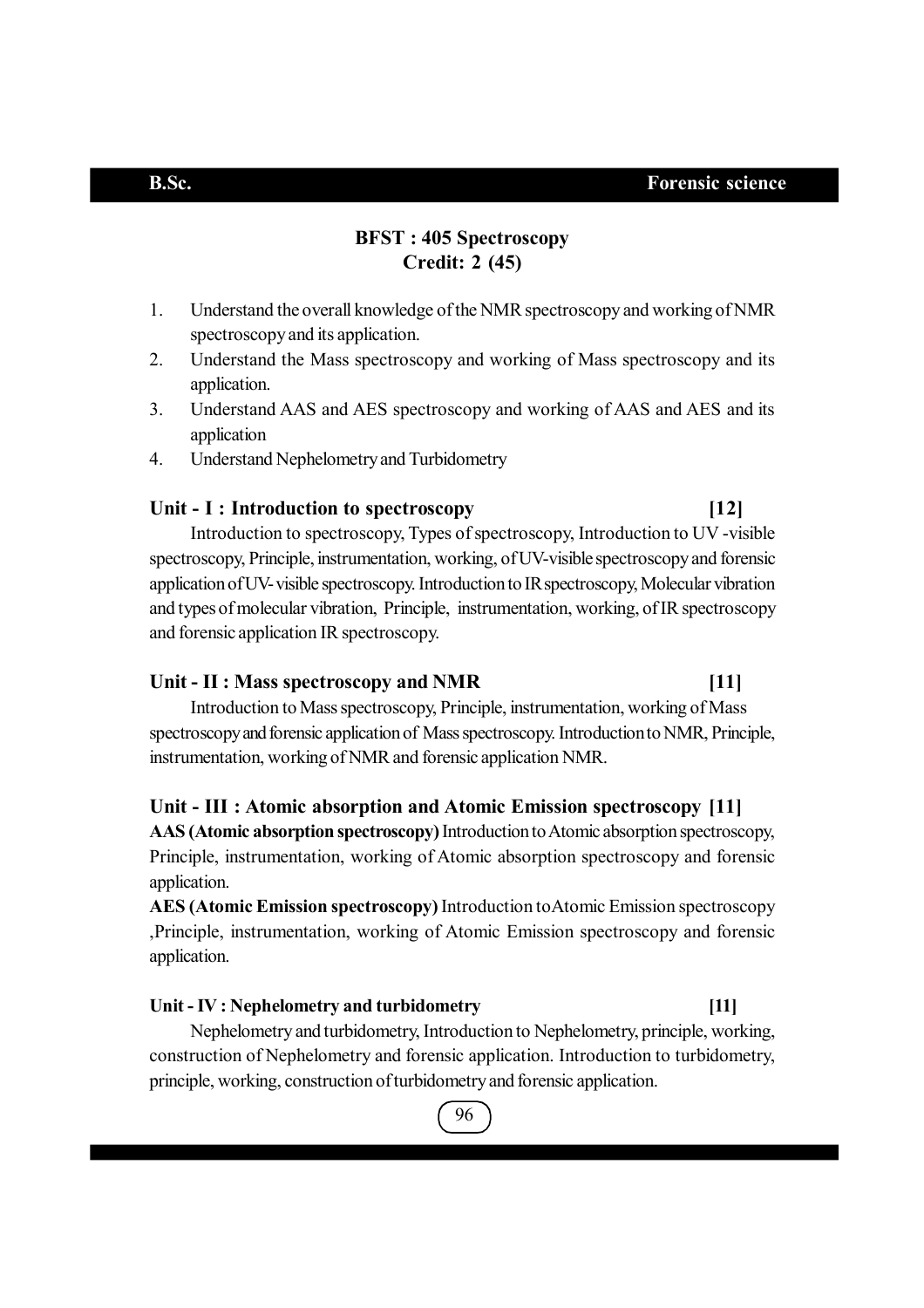## BFST : 405 Spectroscopy
**Credit: 2 (45)**

1. Understand the overall knowledge of the NMR spectroscopy and working of NMR spectroscopy and its application.
2. Understand the Mass spectroscopy and working of Mass spectroscopy and its application.
3. Understand AAS and AES spectroscopy and working of AAS and AES and its application
4. Understand Nephelometry and Turbidometry

### Unit - I : Introduction to spectroscopy [12]

Introduction to spectroscopy, Types of spectroscopy, Introduction to UV -visible spectroscopy, Principle, instrumentation, working, of UV-visible spectroscopy and forensic application of UV- visible spectroscopy. Introduction to IR spectroscopy, Molecular vibration and types of molecular vibration, Principle, instrumentation, working, of IR spectroscopy and forensic application IR spectroscopy.

### Unit - II : Mass spectroscopy and NMR [11]

Introduction to Mass spectroscopy, Principle, instrumentation, working of Mass spectroscopy and forensic application of Mass spectroscopy. Introduction to NMR, Principle, instrumentation, working of NMR and forensic application NMR.

### Unit - III : Atomic absorption and Atomic Emission spectroscopy [11]

**AAS (Atomic absorption spectroscopy)** Introduction to Atomic absorption spectroscopy, Principle, instrumentation, working of Atomic absorption spectroscopy and forensic application.

**AES (Atomic Emission spectroscopy)** Introduction toAtomic Emission spectroscopy ,Principle, instrumentation, working of Atomic Emission spectroscopy and forensic application.

### Unit - IV : Nephelometry and turbidometry [11]

Nephelometry and turbidometry, Introduction to Nephelometry, principle, working, construction of Nephelometry and forensic application. Introduction to turbidometry, principle, working, construction of turbidometry and forensic application.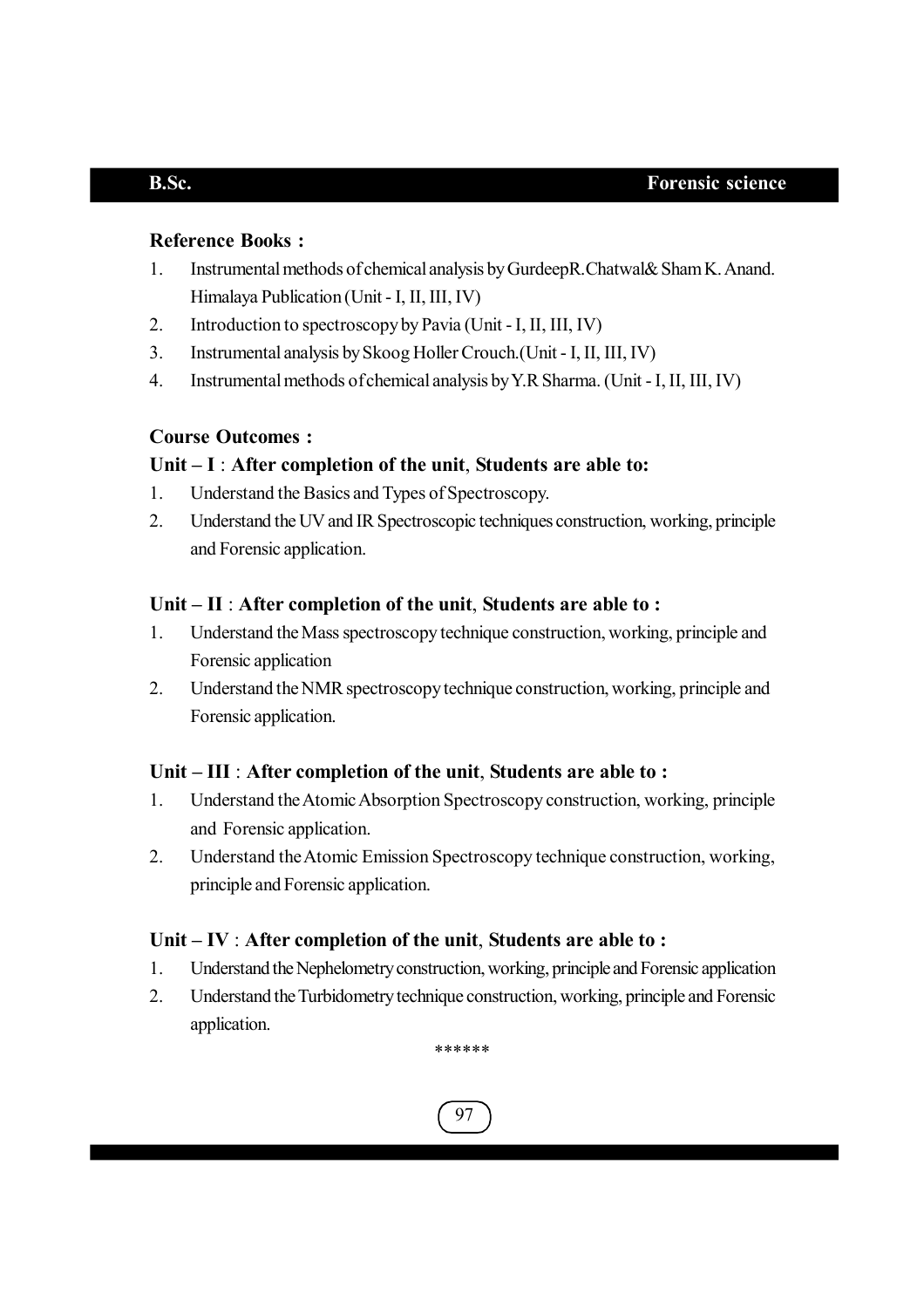**Reference Books :**

1. Instrumental methods of chemical analysis by GurdeepR.Chatwal& Sham K. Anand. Himalaya Publication (Unit - I, II, III, IV)
2. Introduction to spectroscopy by Pavia (Unit - I, II, III, IV)
3. Instrumental analysis by Skoog Holler Crouch.(Unit - I, II, III, IV)
4. Instrumental methods of chemical analysis by Y.R Sharma. (Unit - I, II, III, IV)

**Course Outcomes :**

**Unit – I : After completion of the unit, Students are able to:**

1. Understand the Basics and Types of Spectroscopy.
2. Understand the UV and IR Spectroscopic techniques construction, working, principle and Forensic application.

**Unit – II : After completion of the unit, Students are able to :**

1. Understand the Mass spectroscopy technique construction, working, principle and Forensic application
2. Understand the NMR spectroscopy technique construction, working, principle and Forensic application.

**Unit – III : After completion of the unit, Students are able to :**

1. Understand the Atomic Absorption Spectroscopy construction, working, principle and Forensic application.
2. Understand the Atomic Emission Spectroscopy technique construction, working, principle and Forensic application.

**Unit – IV : After completion of the unit, Students are able to :**

1. Understand the Nephelometry construction, working, principle and Forensic application
2. Understand the Turbidometry technique construction, working, principle and Forensic application.

******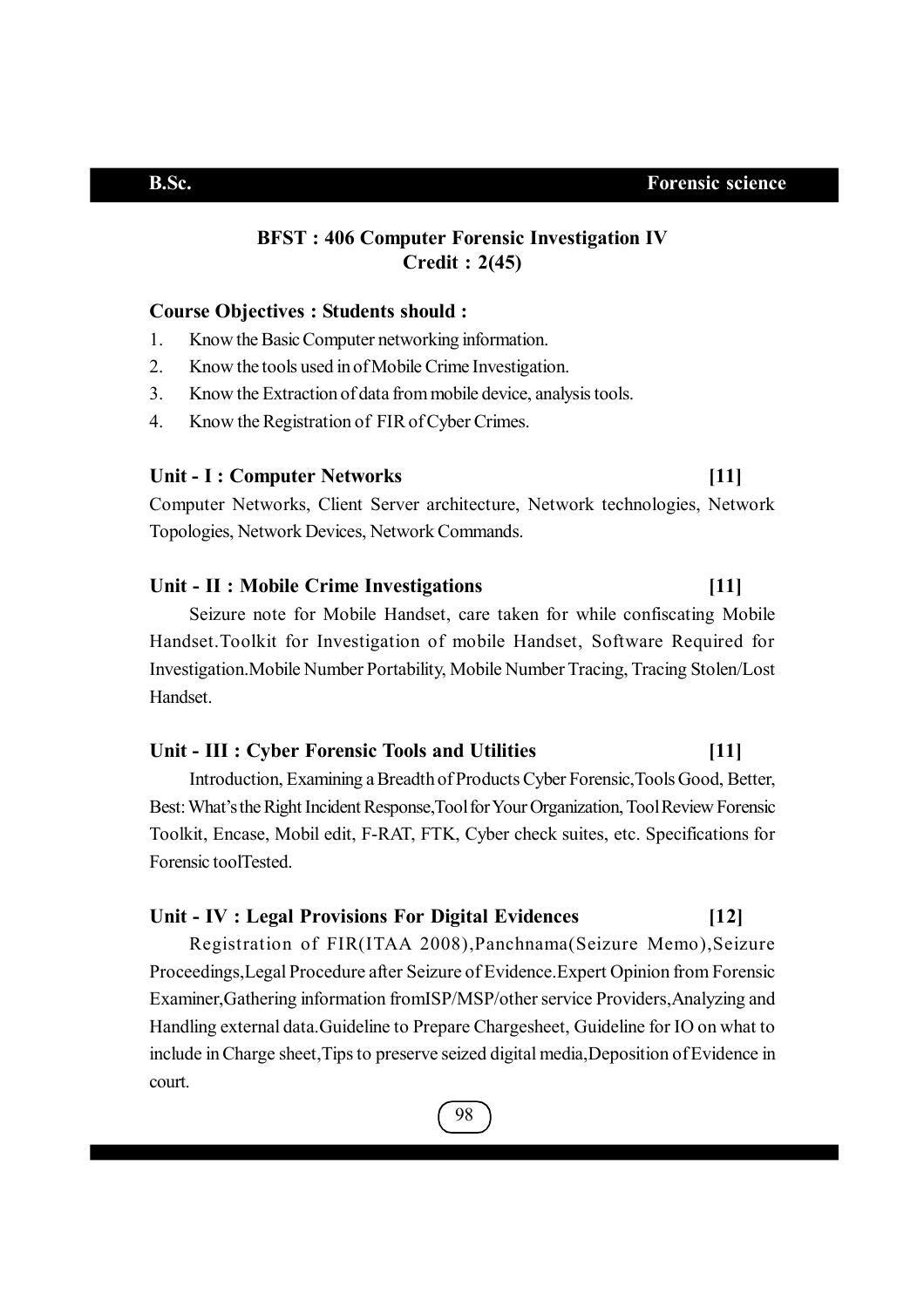## BFST : 406 Computer Forensic Investigation IV

**Credit : 2(45)**

**Course Objectives : Students should :**

1. Know the Basic Computer networking information.
2. Know the tools used in of Mobile Crime Investigation.
3. Know the Extraction of data from mobile device, analysis tools.
4. Know the Registration of FIR of Cyber Crimes.

### Unit - I : Computer Networks [11]

Computer Networks, Client Server architecture, Network technologies, Network Topologies, Network Devices, Network Commands.

### Unit - II : Mobile Crime Investigations [11]

Seizure note for Mobile Handset, care taken for while confiscating Mobile Handset.Toolkit for Investigation of mobile Handset, Software Required for Investigation.Mobile Number Portability, Mobile Number Tracing, Tracing Stolen/Lost Handset.

### Unit - III : Cyber Forensic Tools and Utilities [11]

Introduction, Examining a Breadth of Products Cyber Forensic,Tools Good, Better, Best: What's the Right Incident Response,Tool for Your Organization, Tool Review Forensic Toolkit, Encase, Mobil edit, F-RAT, FTK, Cyber check suites, etc. Specifications for Forensic toolTested.

### Unit - IV : Legal Provisions For Digital Evidences [12]

Registration of FIR(ITAA 2008),Panchnama(Seizure Memo),Seizure Proceedings,Legal Procedure after Seizure of Evidence.Expert Opinion from Forensic Examiner,Gathering information fromISP/MSP/other service Providers,Analyzing and Handling external data.Guideline to Prepare Chargesheet, Guideline for IO on what to include in Charge sheet,Tips to preserve seized digital media,Deposition of Evidence in court.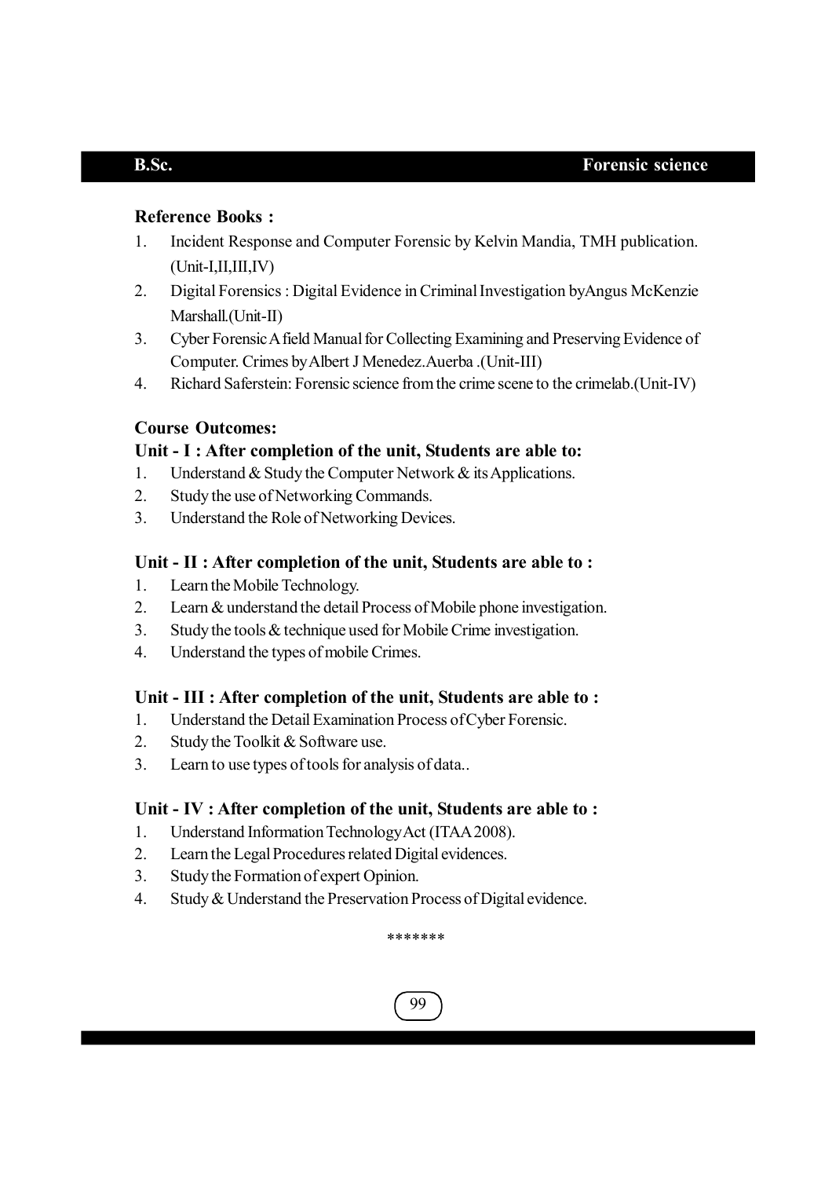**Reference Books :**

1. Incident Response and Computer Forensic by Kelvin Mandia, TMH publication. (Unit-I,II,III,IV)
2. Digital Forensics : Digital Evidence in Criminal Investigation byAngus McKenzie Marshall.(Unit-II)
3. Cyber Forensic A field Manual for Collecting Examining and Preserving Evidence of Computer. Crimes byAlbert J Menedez.Auerba .(Unit-III)
4. Richard Saferstein: Forensic science from the crime scene to the crimelab.(Unit-IV)

**Course Outcomes:**

**Unit - I : After completion of the unit, Students are able to:**

1. Understand & Study the Computer Network & its Applications.
2. Study the use of Networking Commands.
3. Understand the Role of Networking Devices.

**Unit - II : After completion of the unit, Students are able to :**

1. Learn the Mobile Technology.
2. Learn & understand the detail Process of Mobile phone investigation.
3. Study the tools & technique used for Mobile Crime investigation.
4. Understand the types of mobile Crimes.

**Unit - III : After completion of the unit, Students are able to :**

1. Understand the Detail Examination Process of Cyber Forensic.
2. Study the Toolkit & Software use.
3. Learn to use types of tools for analysis of data..

**Unit - IV : After completion of the unit, Students are able to :**

1. Understand Information Technology Act (ITAA 2008).
2. Learn the Legal Procedures related Digital evidences.
3. Study the Formation of expert Opinion.
4. Study & Understand the Preservation Process of Digital evidence.

*******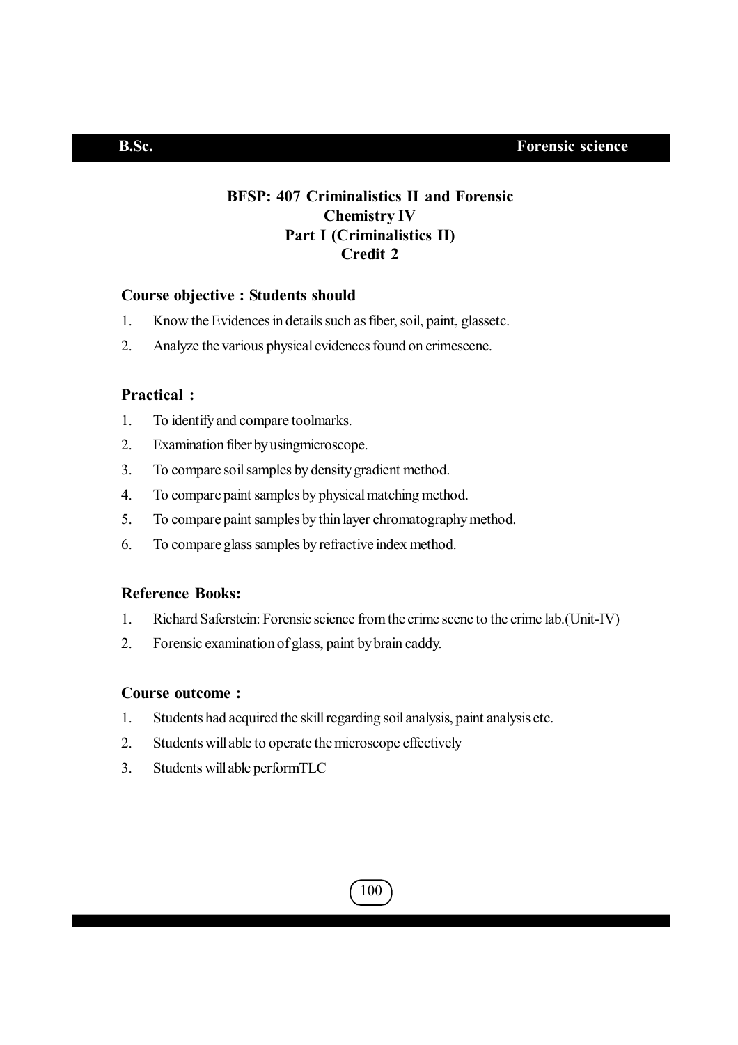## BFSP: 407 Criminalistics II and Forensic Chemistry IV
## Part I (Criminalistics II)
## Credit 2

**Course objective : Students should**

1. Know the Evidences in details such as fiber, soil, paint, glassetc.
2. Analyze the various physical evidences found on crimescene.

**Practical :**

1. To identify and compare toolmarks.
2. Examination fiber by usingmicroscope.
3. To compare soil samples by density gradient method.
4. To compare paint samples by physical matching method.
5. To compare paint samples by thin layer chromatography method.
6. To compare glass samples by refractive index method.

**Reference Books:**

1. Richard Saferstein: Forensic science from the crime scene to the crime lab.(Unit-IV)
2. Forensic examination of glass, paint by brain caddy.

**Course outcome :**

1. Students had acquired the skill regarding soil analysis, paint analysis etc.
2. Students will able to operate the microscope effectively
3. Students will able performTLC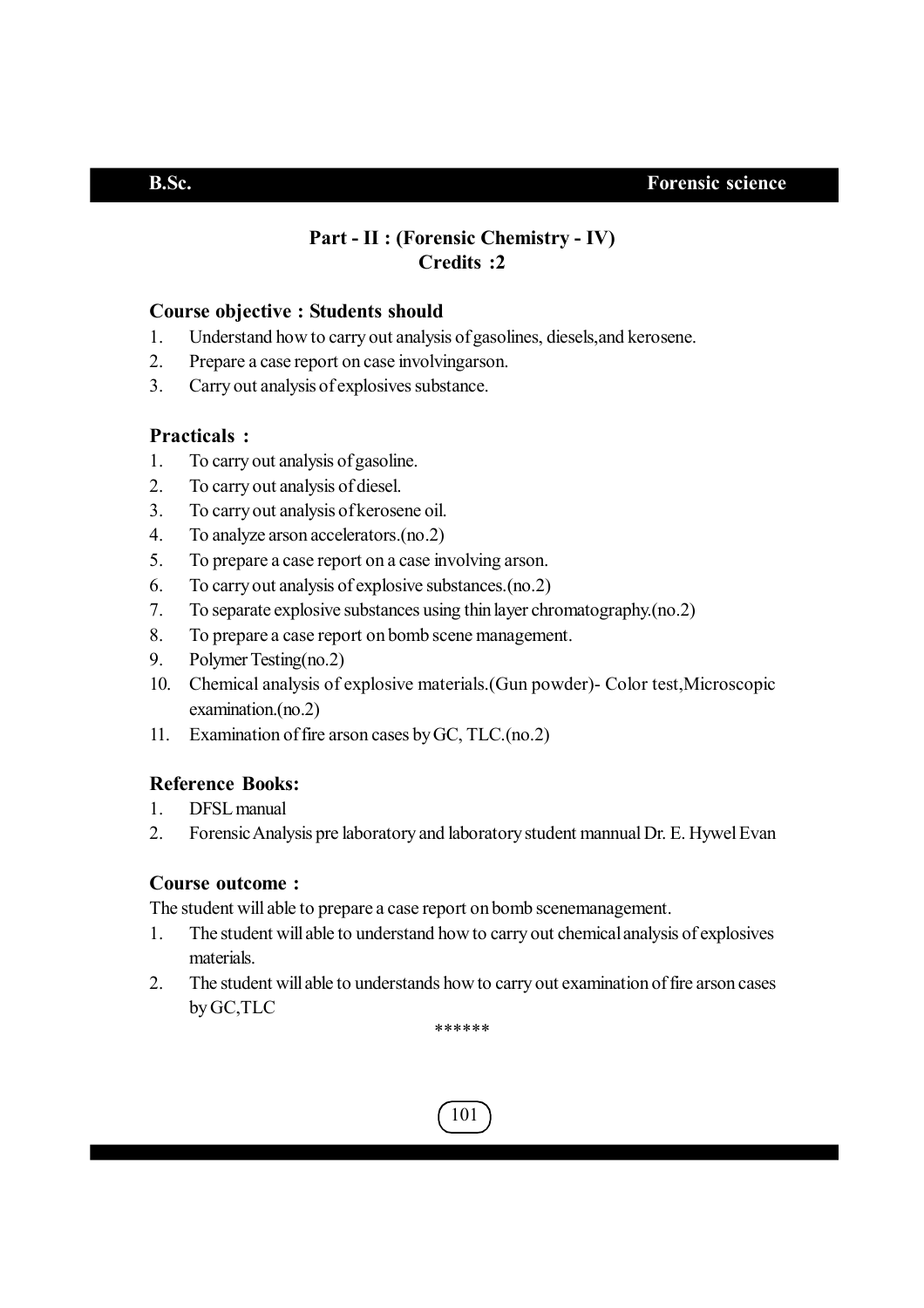## Part - II : (Forensic Chemistry - IV)
## Credits :2

### Course objective : Students should

1. Understand how to carry out analysis of gasolines, diesels,and kerosene.
2. Prepare a case report on case involvingarson.
3. Carry out analysis of explosives substance.

### Practicals :

1. To carry out analysis of gasoline.
2. To carry out analysis of diesel.
3. To carry out analysis of kerosene oil.
4. To analyze arson accelerators.(no.2)
5. To prepare a case report on a case involving arson.
6. To carry out analysis of explosive substances.(no.2)
7. To separate explosive substances using thin layer chromatography.(no.2)
8. To prepare a case report on bomb scene management.
9. Polymer Testing(no.2)
10. Chemical analysis of explosive materials.(Gun powder)- Color test,Microscopic examination.(no.2)
11. Examination of fire arson cases by GC, TLC.(no.2)

### Reference Books:

1. DFSL manual
2. Forensic Analysis pre laboratory and laboratory student mannual Dr. E. Hywel Evan

### Course outcome :

The student will able to prepare a case report on bomb scenemanagement.

1. The student will able to understand how to carry out chemical analysis of explosives materials.
2. The student will able to understands how to carry out examination of fire arson cases by GC,TLC

******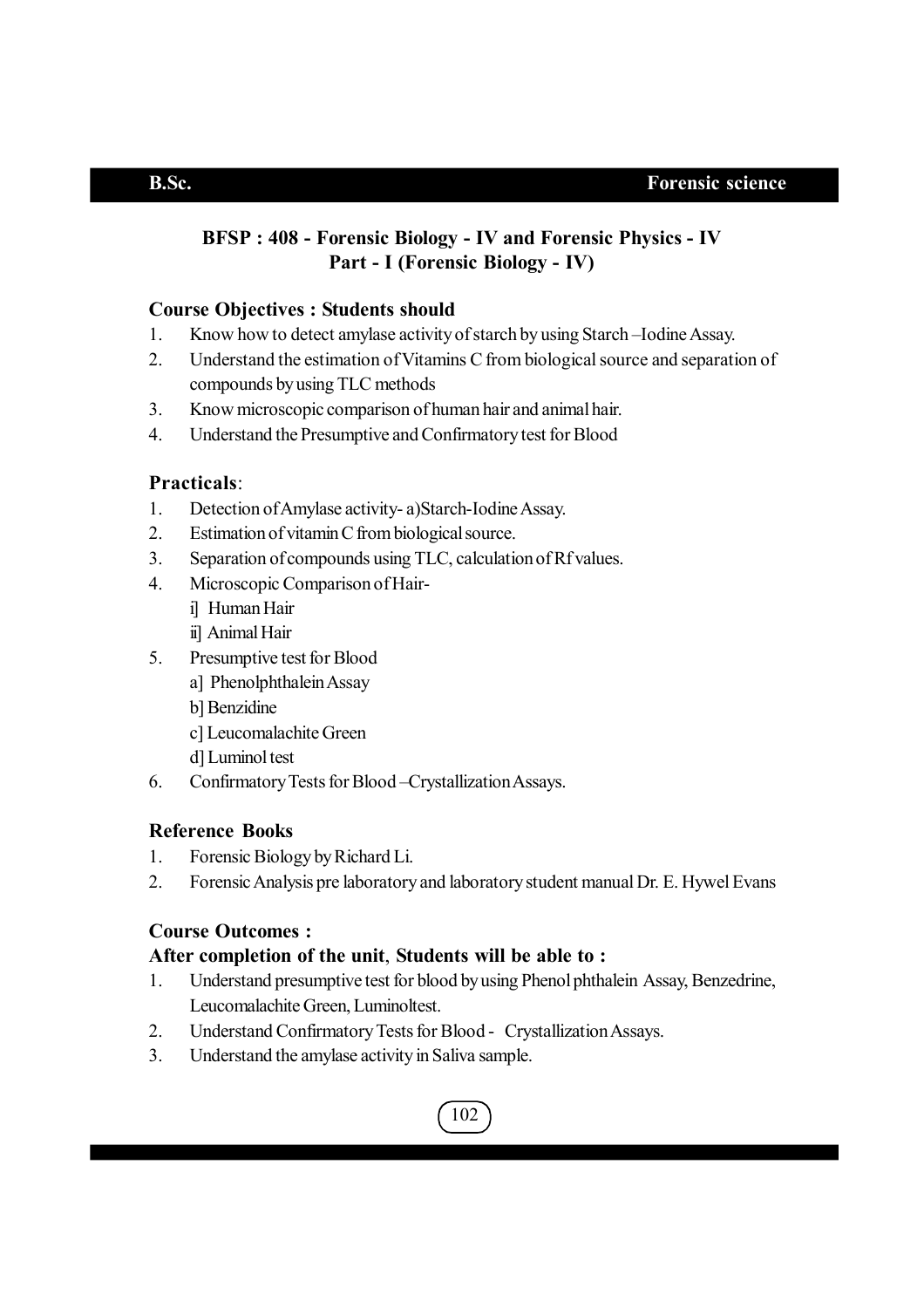## BFSP : 408 - Forensic Biology - IV and Forensic Physics - IV
## Part - I (Forensic Biology - IV)

### Course Objectives : Students should

1. Know how to detect amylase activity of starch by using Starch –Iodine Assay.
2. Understand the estimation of Vitamins C from biological source and separation of compounds by using TLC methods
3. Know microscopic comparison of human hair and animal hair.
4. Understand the Presumptive and Confirmatory test for Blood

### Practicals:

1. Detection of Amylase activity- a)Starch-Iodine Assay.
2. Estimation of vitamin C from biological source.
3. Separation of compounds using TLC, calculation of Rf values.
4. Microscopic Comparison of Hair-
   i] Human Hair
   ii] Animal Hair
5. Presumptive test for Blood
   a] Phenolphthalein Assay
   b] Benzidine
   c] Leucomalachite Green
   d] Luminol test
6. Confirmatory Tests for Blood –Crystallization Assays.

### Reference Books

1. Forensic Biology by Richard Li.
2. Forensic Analysis pre laboratory and laboratory student manual Dr. E. Hywel Evans

### Course Outcomes :

**After completion of the unit, Students will be able to :**

1. Understand presumptive test for blood by using Phenol phthalein Assay, Benzedrine, Leucomalachite Green, Luminoltest.
2. Understand Confirmatory Tests for Blood - Crystallization Assays.
3. Understand the amylase activity in Saliva sample.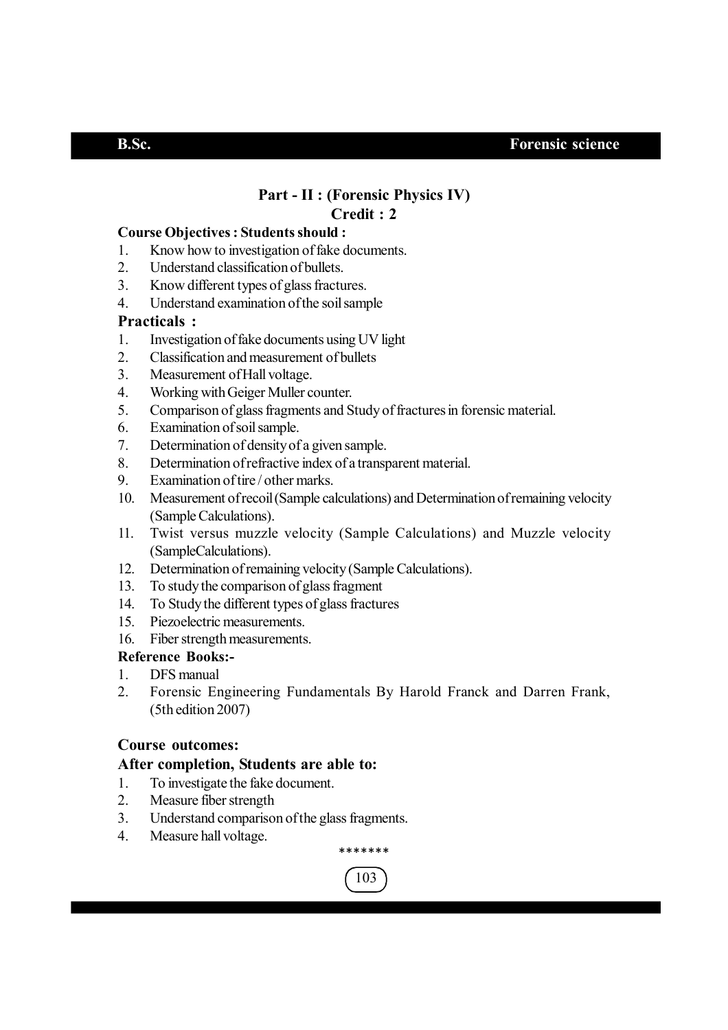## Part - II : (Forensic Physics IV)

### Credit : 2

**Course Objectives : Students should :**

1. Know how to investigation of fake documents.
2. Understand classification of bullets.
3. Know different types of glass fractures.
4. Understand examination of the soil sample

### Practicals :

1. Investigation of fake documents using UV light
2. Classification and measurement of bullets
3. Measurement of Hall voltage.
4. Working with Geiger Muller counter.
5. Comparison of glass fragments and Study of fractures in forensic material.
6. Examination of soil sample.
7. Determination of density of a given sample.
8. Determination of refractive index of a transparent material.
9. Examination of tire / other marks.
10. Measurement of recoil (Sample calculations) and Determination of remaining velocity (Sample Calculations).
11. Twist versus muzzle velocity (Sample Calculations) and Muzzle velocity (SampleCalculations).
12. Determination of remaining velocity (Sample Calculations).
13. To study the comparison of glass fragment
14. To Study the different types of glass fractures
15. Piezoelectric measurements.
16. Fiber strength measurements.

**Reference Books:-**

1. DFS manual
2. Forensic Engineering Fundamentals By Harold Franck and Darren Frank, (5th edition 2007)

### Course outcomes:

### After completion, Students are able to:

1. To investigate the fake document.
2. Measure fiber strength
3. Understand comparison of the glass fragments.
4. Measure hall voltage.

*******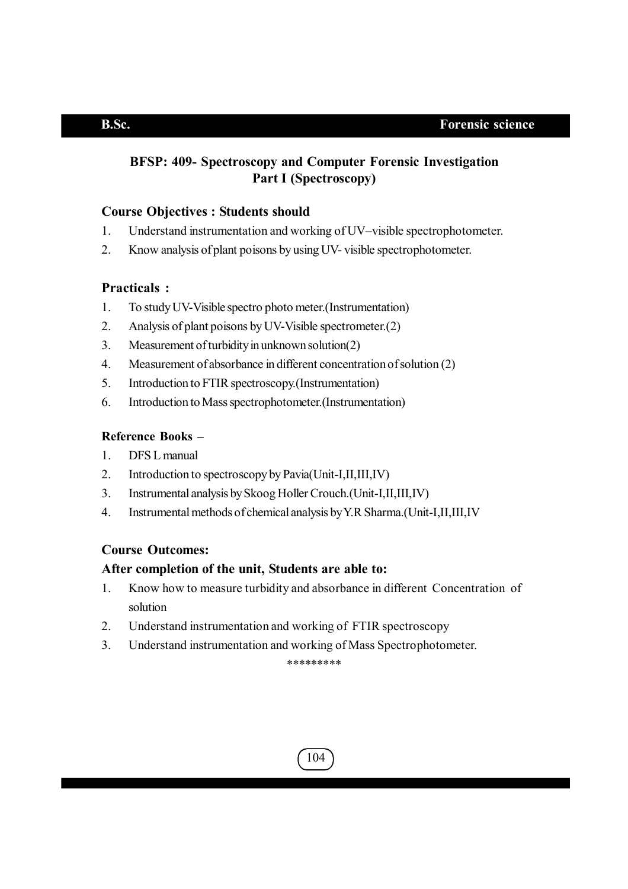## BFSP: 409- Spectroscopy and Computer Forensic Investigation Part I (Spectroscopy)

**Course Objectives : Students should**

1. Understand instrumentation and working of UV–visible spectrophotometer.
2. Know analysis of plant poisons by using UV- visible spectrophotometer.

**Practicals :**

1. To study UV-Visible spectro photo meter.(Instrumentation)
2. Analysis of plant poisons by UV-Visible spectrometer.(2)
3. Measurement of turbidity in unknown solution(2)
4. Measurement of absorbance in different concentration of solution (2)
5. Introduction to FTIR spectroscopy.(Instrumentation)
6. Introduction to Mass spectrophotometer.(Instrumentation)

**Reference Books –**

1. DFS L manual
2. Introduction to spectroscopy by Pavia(Unit-I,II,III,IV)
3. Instrumental analysis by Skoog Holler Crouch.(Unit-I,II,III,IV)
4. Instrumental methods of chemical analysis by Y.R Sharma.(Unit-I,II,III,IV

**Course Outcomes:**

**After completion of the unit, Students are able to:**

1. Know how to measure turbidity and absorbance in different Concentration of solution
2. Understand instrumentation and working of FTIR spectroscopy
3. Understand instrumentation and working of Mass Spectrophotometer.

*********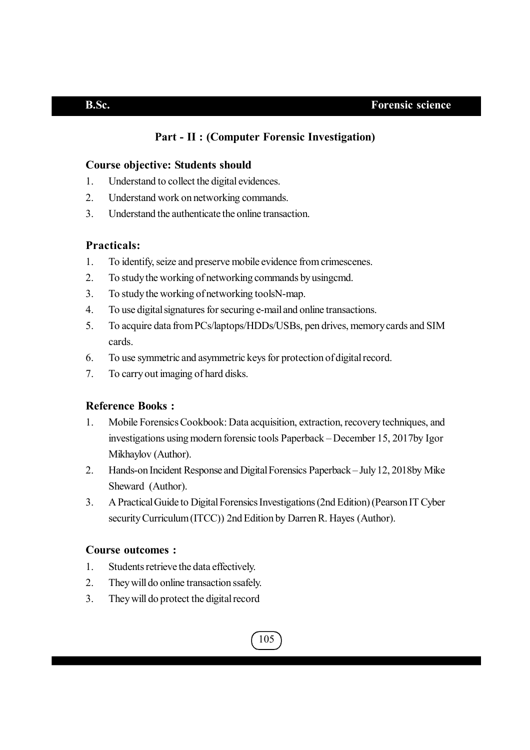## Part - II : (Computer Forensic Investigation)

### Course objective: Students should

1. Understand to collect the digital evidences.
2. Understand work on networking commands.
3. Understand the authenticate the online transaction.

### Practicals:

1. To identify, seize and preserve mobile evidence from crimescenes.
2. To study the working of networking commands by usingcmd.
3. To study the working of networking toolsN-map.
4. To use digital signatures for securing e-mail and online transactions.
5. To acquire data from PCs/laptops/HDDs/USBs, pen drives, memory cards and SIM cards.
6. To use symmetric and asymmetric keys for protection of digital record.
7. To carry out imaging of hard disks.

### Reference Books :

1. Mobile Forensics Cookbook: Data acquisition, extraction, recovery techniques, and investigations using modern forensic tools Paperback – December 15, 2017by Igor Mikhaylov (Author).
2. Hands-on Incident Response and Digital Forensics Paperback – July 12, 2018by Mike Sheward (Author).
3. A Practical Guide to Digital Forensics Investigations (2nd Edition) (Pearson IT Cyber security Curriculum (ITCC)) 2nd Edition by Darren R. Hayes (Author).

### Course outcomes :

1. Students retrieve the data effectively.
2. They will do online transaction ssafely.
3. They will do protect the digital record